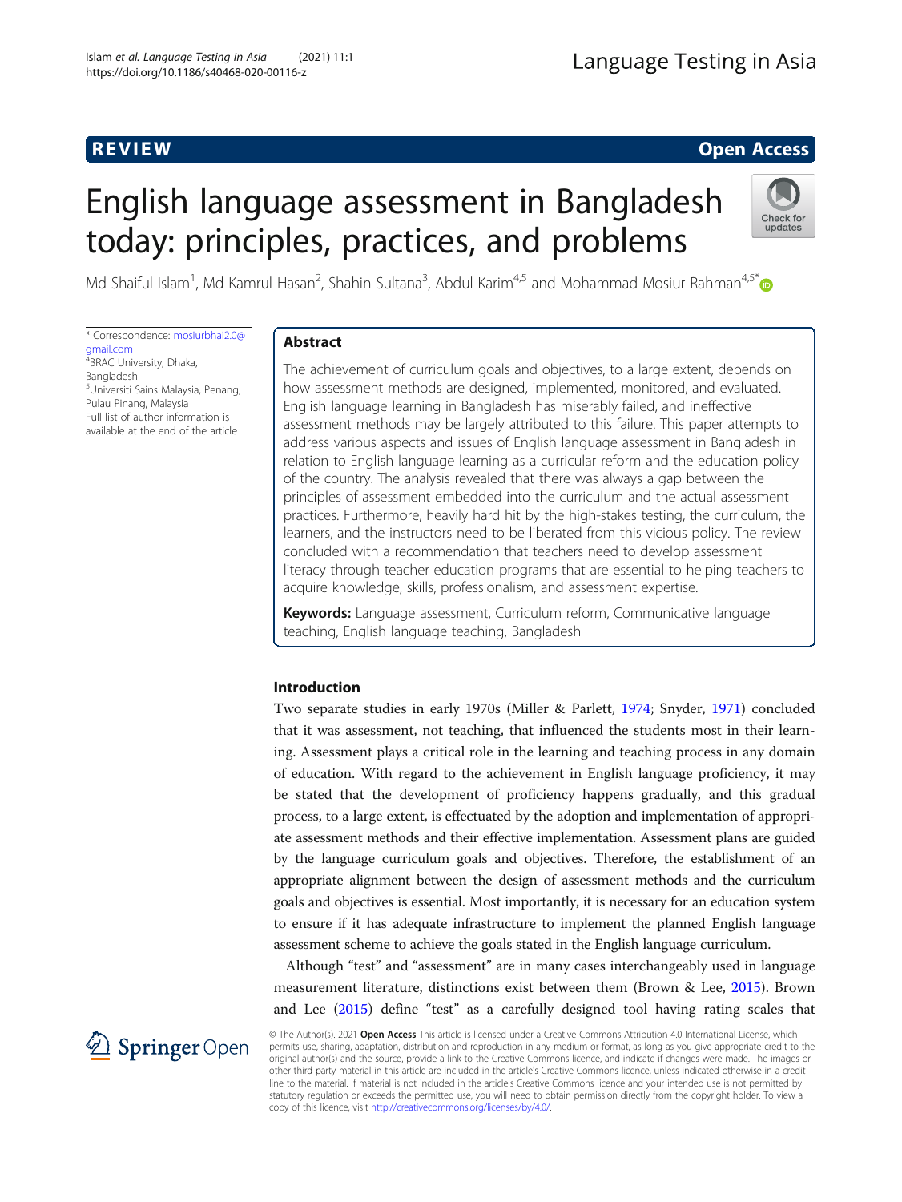REVIEW

Open Access

# English language assessment in Bangladesh today: principles, practices, and problems

Md Shaiful Islam[1], Md Kamrul Hasan[2], Shahin Sultana[3], Abdul Karim[4,5] and Mohammad Mosiur Rahman[4,5*]

\* Correspondence: mosiurbhai2.0@gmail.com
[4]BRAC University, Dhaka, Bangladesh
[5]Universiti Sains Malaysia, Penang, Pulau Pinang, Malaysia
Full list of author information is available at the end of the article

## Abstract

The achievement of curriculum goals and objectives, to a large extent, depends on how assessment methods are designed, implemented, monitored, and evaluated. English language learning in Bangladesh has miserably failed, and ineffective assessment methods may be largely attributed to this failure. This paper attempts to address various aspects and issues of English language assessment in Bangladesh in relation to English language learning as a curricular reform and the education policy of the country. The analysis revealed that there was always a gap between the principles of assessment embedded into the curriculum and the actual assessment practices. Furthermore, heavily hard hit by the high-stakes testing, the curriculum, the learners, and the instructors need to be liberated from this vicious policy. The review concluded with a recommendation that teachers need to develop assessment literacy through teacher education programs that are essential to helping teachers to acquire knowledge, skills, professionalism, and assessment expertise.

**Keywords:** Language assessment, Curriculum reform, Communicative language teaching, English language teaching, Bangladesh

## Introduction

Two separate studies in early 1970s (Miller & Parlett, 1974; Snyder, 1971) concluded that it was assessment, not teaching, that influenced the students most in their learning. Assessment plays a critical role in the learning and teaching process in any domain of education. With regard to the achievement in English language proficiency, it may be stated that the development of proficiency happens gradually, and this gradual process, to a large extent, is effectuated by the adoption and implementation of appropriate assessment methods and their effective implementation. Assessment plans are guided by the language curriculum goals and objectives. Therefore, the establishment of an appropriate alignment between the design of assessment methods and the curriculum goals and objectives is essential. Most importantly, it is necessary for an education system to ensure if it has adequate infrastructure to implement the planned English language assessment scheme to achieve the goals stated in the English language curriculum.

Although "test" and "assessment" are in many cases interchangeably used in language measurement literature, distinctions exist between them (Brown & Lee, 2015). Brown and Lee (2015) define "test" as a carefully designed tool having rating scales that

© The Author(s). 2021 **Open Access** This article is licensed under a Creative Commons Attribution 4.0 International License, which permits use, sharing, adaptation, distribution and reproduction in any medium or format, as long as you give appropriate credit to the original author(s) and the source, provide a link to the Creative Commons licence, and indicate if changes were made. The images or other third party material in this article are included in the article's Creative Commons licence, unless indicated otherwise in a credit line to the material. If material is not included in the article's Creative Commons licence and your intended use is not permitted by statutory regulation or exceeds the permitted use, you will need to obtain permission directly from the copyright holder. To view a copy of this licence, visit http://creativecommons.org/licenses/by/4.0/.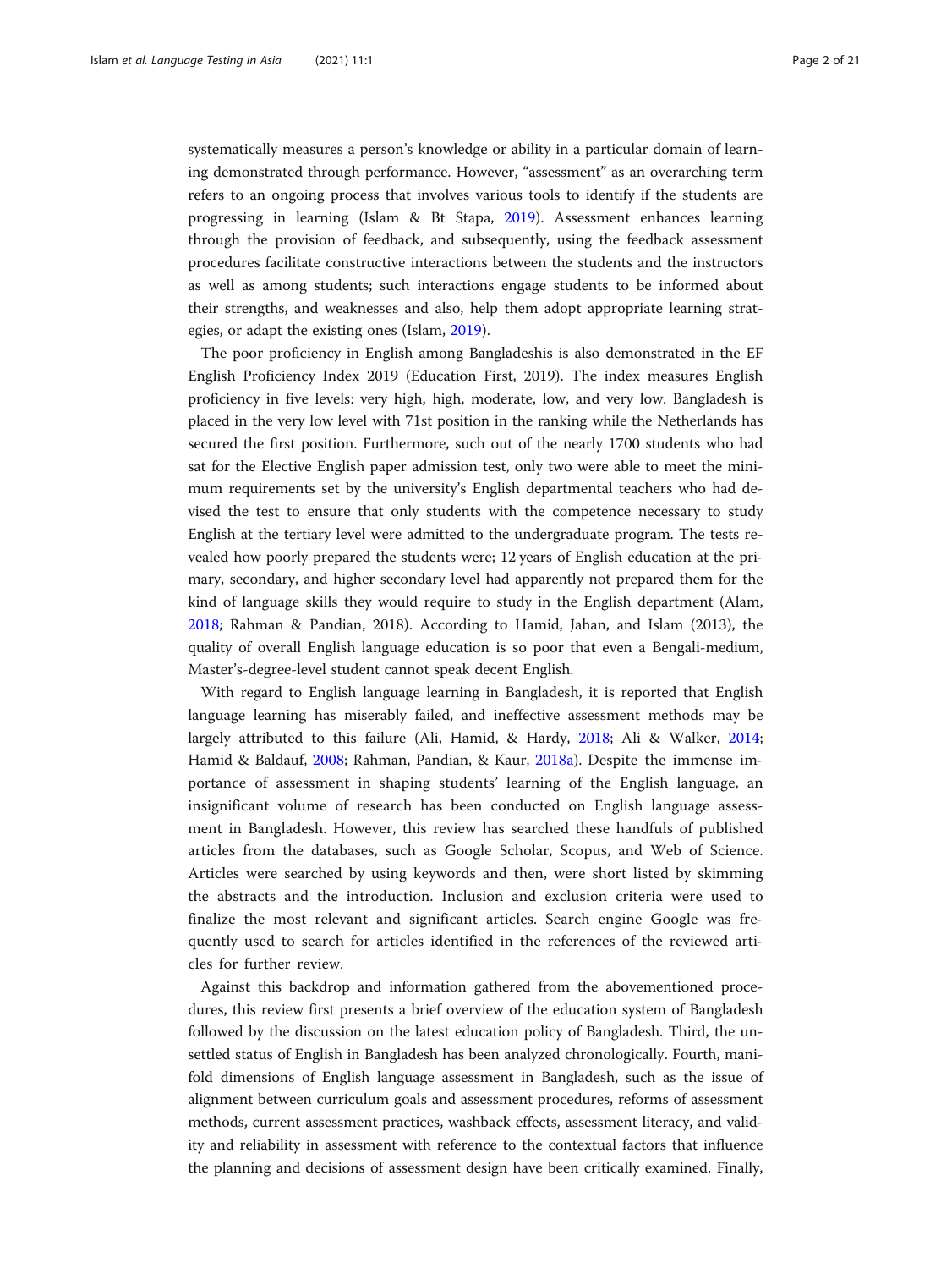systematically measures a person's knowledge or ability in a particular domain of learning demonstrated through performance. However, "assessment" as an overarching term refers to an ongoing process that involves various tools to identify if the students are progressing in learning (Islam & Bt Stapa, 2019). Assessment enhances learning through the provision of feedback, and subsequently, using the feedback assessment procedures facilitate constructive interactions between the students and the instructors as well as among students; such interactions engage students to be informed about their strengths, and weaknesses and also, help them adopt appropriate learning strategies, or adapt the existing ones (Islam, 2019).

The poor proficiency in English among Bangladeshis is also demonstrated in the EF English Proficiency Index 2019 (Education First, 2019). The index measures English proficiency in five levels: very high, high, moderate, low, and very low. Bangladesh is placed in the very low level with 71st position in the ranking while the Netherlands has secured the first position. Furthermore, such out of the nearly 1700 students who had sat for the Elective English paper admission test, only two were able to meet the minimum requirements set by the university's English departmental teachers who had devised the test to ensure that only students with the competence necessary to study English at the tertiary level were admitted to the undergraduate program. The tests revealed how poorly prepared the students were; 12 years of English education at the primary, secondary, and higher secondary level had apparently not prepared them for the kind of language skills they would require to study in the English department (Alam, 2018; Rahman & Pandian, 2018). According to Hamid, Jahan, and Islam (2013), the quality of overall English language education is so poor that even a Bengali-medium, Master's-degree-level student cannot speak decent English.

With regard to English language learning in Bangladesh, it is reported that English language learning has miserably failed, and ineffective assessment methods may be largely attributed to this failure (Ali, Hamid, & Hardy, 2018; Ali & Walker, 2014; Hamid & Baldauf, 2008; Rahman, Pandian, & Kaur, 2018a). Despite the immense importance of assessment in shaping students' learning of the English language, an insignificant volume of research has been conducted on English language assessment in Bangladesh. However, this review has searched these handfuls of published articles from the databases, such as Google Scholar, Scopus, and Web of Science. Articles were searched by using keywords and then, were short listed by skimming the abstracts and the introduction. Inclusion and exclusion criteria were used to finalize the most relevant and significant articles. Search engine Google was frequently used to search for articles identified in the references of the reviewed articles for further review.

Against this backdrop and information gathered from the abovementioned procedures, this review first presents a brief overview of the education system of Bangladesh followed by the discussion on the latest education policy of Bangladesh. Third, the unsettled status of English in Bangladesh has been analyzed chronologically. Fourth, manifold dimensions of English language assessment in Bangladesh, such as the issue of alignment between curriculum goals and assessment procedures, reforms of assessment methods, current assessment practices, washback effects, assessment literacy, and validity and reliability in assessment with reference to the contextual factors that influence the planning and decisions of assessment design have been critically examined. Finally,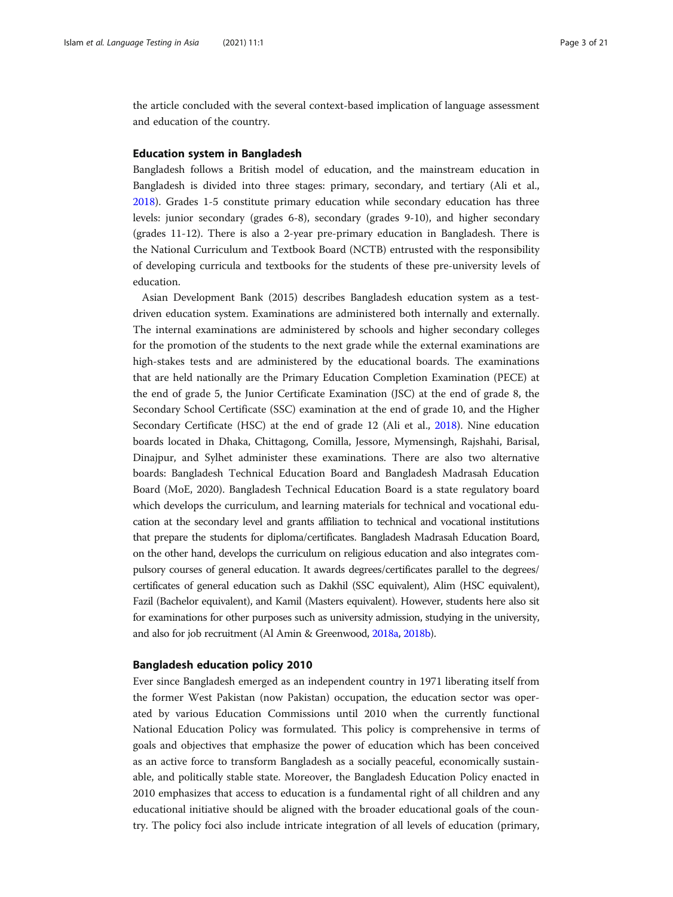the article concluded with the several context-based implication of language assessment and education of the country.

## Education system in Bangladesh

Bangladesh follows a British model of education, and the mainstream education in Bangladesh is divided into three stages: primary, secondary, and tertiary (Ali et al., 2018). Grades 1-5 constitute primary education while secondary education has three levels: junior secondary (grades 6-8), secondary (grades 9-10), and higher secondary (grades 11-12). There is also a 2-year pre-primary education in Bangladesh. There is the National Curriculum and Textbook Board (NCTB) entrusted with the responsibility of developing curricula and textbooks for the students of these pre-university levels of education.

Asian Development Bank (2015) describes Bangladesh education system as a test-driven education system. Examinations are administered both internally and externally. The internal examinations are administered by schools and higher secondary colleges for the promotion of the students to the next grade while the external examinations are high-stakes tests and are administered by the educational boards. The examinations that are held nationally are the Primary Education Completion Examination (PECE) at the end of grade 5, the Junior Certificate Examination (JSC) at the end of grade 8, the Secondary School Certificate (SSC) examination at the end of grade 10, and the Higher Secondary Certificate (HSC) at the end of grade 12 (Ali et al., 2018). Nine education boards located in Dhaka, Chittagong, Comilla, Jessore, Mymensingh, Rajshahi, Barisal, Dinajpur, and Sylhet administer these examinations. There are also two alternative boards: Bangladesh Technical Education Board and Bangladesh Madrasah Education Board (MoE, 2020). Bangladesh Technical Education Board is a state regulatory board which develops the curriculum, and learning materials for technical and vocational education at the secondary level and grants affiliation to technical and vocational institutions that prepare the students for diploma/certificates. Bangladesh Madrasah Education Board, on the other hand, develops the curriculum on religious education and also integrates compulsory courses of general education. It awards degrees/certificates parallel to the degrees/certificates of general education such as Dakhil (SSC equivalent), Alim (HSC equivalent), Fazil (Bachelor equivalent), and Kamil (Masters equivalent). However, students here also sit for examinations for other purposes such as university admission, studying in the university, and also for job recruitment (Al Amin & Greenwood, 2018a, 2018b).

## Bangladesh education policy 2010

Ever since Bangladesh emerged as an independent country in 1971 liberating itself from the former West Pakistan (now Pakistan) occupation, the education sector was operated by various Education Commissions until 2010 when the currently functional National Education Policy was formulated. This policy is comprehensive in terms of goals and objectives that emphasize the power of education which has been conceived as an active force to transform Bangladesh as a socially peaceful, economically sustainable, and politically stable state. Moreover, the Bangladesh Education Policy enacted in 2010 emphasizes that access to education is a fundamental right of all children and any educational initiative should be aligned with the broader educational goals of the country. The policy foci also include intricate integration of all levels of education (primary,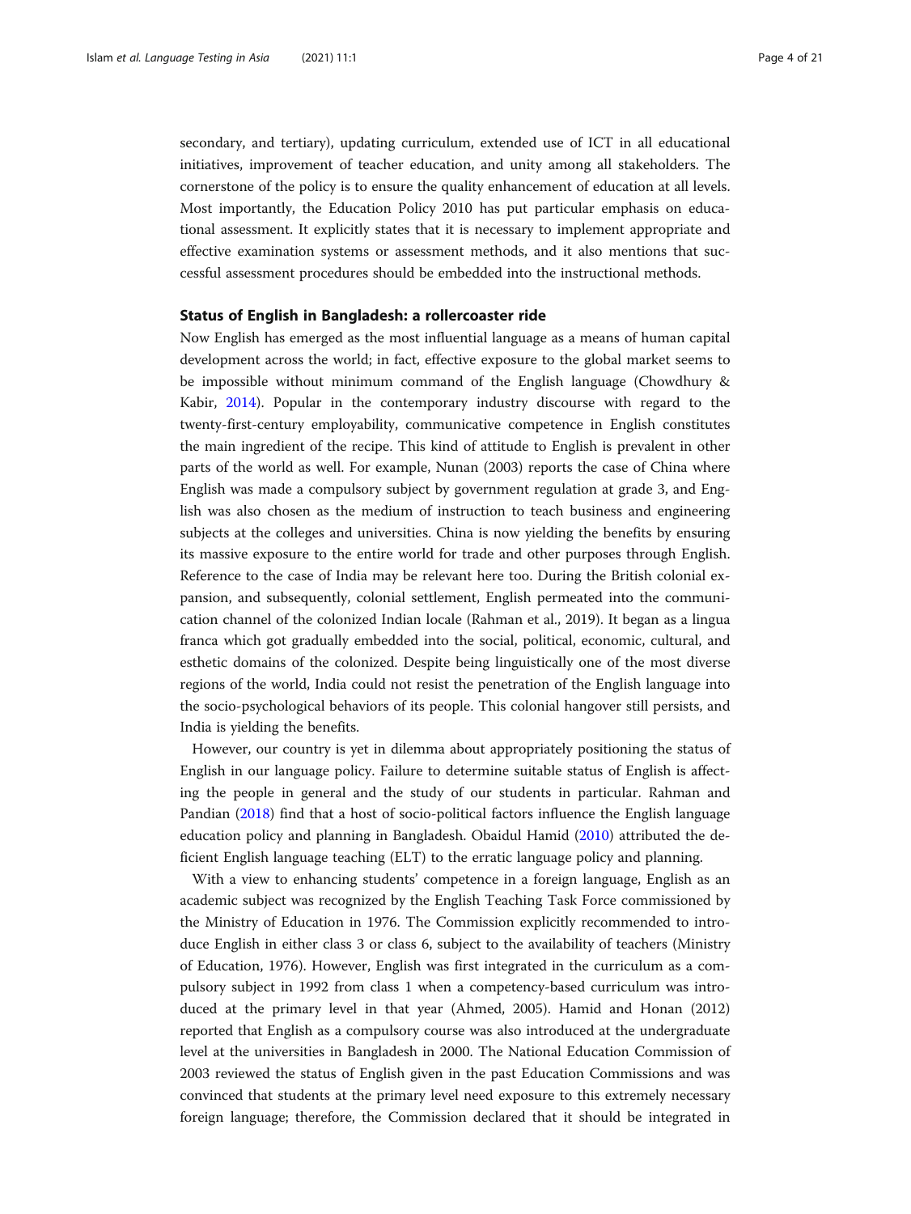secondary, and tertiary), updating curriculum, extended use of ICT in all educational initiatives, improvement of teacher education, and unity among all stakeholders. The cornerstone of the policy is to ensure the quality enhancement of education at all levels. Most importantly, the Education Policy 2010 has put particular emphasis on educational assessment. It explicitly states that it is necessary to implement appropriate and effective examination systems or assessment methods, and it also mentions that successful assessment procedures should be embedded into the instructional methods.

### Status of English in Bangladesh: a rollercoaster ride

Now English has emerged as the most influential language as a means of human capital development across the world; in fact, effective exposure to the global market seems to be impossible without minimum command of the English language (Chowdhury & Kabir, 2014). Popular in the contemporary industry discourse with regard to the twenty-first-century employability, communicative competence in English constitutes the main ingredient of the recipe. This kind of attitude to English is prevalent in other parts of the world as well. For example, Nunan (2003) reports the case of China where English was made a compulsory subject by government regulation at grade 3, and English was also chosen as the medium of instruction to teach business and engineering subjects at the colleges and universities. China is now yielding the benefits by ensuring its massive exposure to the entire world for trade and other purposes through English. Reference to the case of India may be relevant here too. During the British colonial expansion, and subsequently, colonial settlement, English permeated into the communication channel of the colonized Indian locale (Rahman et al., 2019). It began as a lingua franca which got gradually embedded into the social, political, economic, cultural, and esthetic domains of the colonized. Despite being linguistically one of the most diverse regions of the world, India could not resist the penetration of the English language into the socio-psychological behaviors of its people. This colonial hangover still persists, and India is yielding the benefits.

However, our country is yet in dilemma about appropriately positioning the status of English in our language policy. Failure to determine suitable status of English is affecting the people in general and the study of our students in particular. Rahman and Pandian (2018) find that a host of socio-political factors influence the English language education policy and planning in Bangladesh. Obaidul Hamid (2010) attributed the deficient English language teaching (ELT) to the erratic language policy and planning.

With a view to enhancing students' competence in a foreign language, English as an academic subject was recognized by the English Teaching Task Force commissioned by the Ministry of Education in 1976. The Commission explicitly recommended to introduce English in either class 3 or class 6, subject to the availability of teachers (Ministry of Education, 1976). However, English was first integrated in the curriculum as a compulsory subject in 1992 from class 1 when a competency-based curriculum was introduced at the primary level in that year (Ahmed, 2005). Hamid and Honan (2012) reported that English as a compulsory course was also introduced at the undergraduate level at the universities in Bangladesh in 2000. The National Education Commission of 2003 reviewed the status of English given in the past Education Commissions and was convinced that students at the primary level need exposure to this extremely necessary foreign language; therefore, the Commission declared that it should be integrated in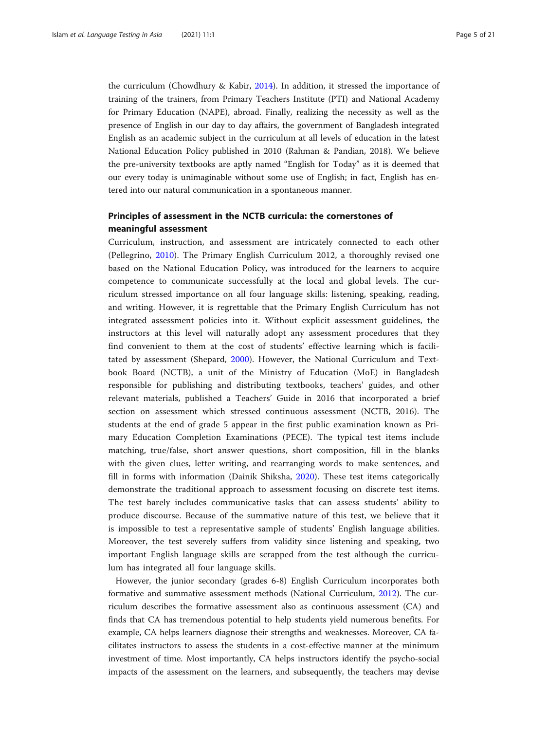the curriculum (Chowdhury & Kabir, 2014). In addition, it stressed the importance of training of the trainers, from Primary Teachers Institute (PTI) and National Academy for Primary Education (NAPE), abroad. Finally, realizing the necessity as well as the presence of English in our day to day affairs, the government of Bangladesh integrated English as an academic subject in the curriculum at all levels of education in the latest National Education Policy published in 2010 (Rahman & Pandian, 2018). We believe the pre-university textbooks are aptly named "English for Today" as it is deemed that our every today is unimaginable without some use of English; in fact, English has entered into our natural communication in a spontaneous manner.

## Principles of assessment in the NCTB curricula: the cornerstones of meaningful assessment

Curriculum, instruction, and assessment are intricately connected to each other (Pellegrino, 2010). The Primary English Curriculum 2012, a thoroughly revised one based on the National Education Policy, was introduced for the learners to acquire competence to communicate successfully at the local and global levels. The curriculum stressed importance on all four language skills: listening, speaking, reading, and writing. However, it is regrettable that the Primary English Curriculum has not integrated assessment policies into it. Without explicit assessment guidelines, the instructors at this level will naturally adopt any assessment procedures that they find convenient to them at the cost of students' effective learning which is facilitated by assessment (Shepard, 2000). However, the National Curriculum and Textbook Board (NCTB), a unit of the Ministry of Education (MoE) in Bangladesh responsible for publishing and distributing textbooks, teachers' guides, and other relevant materials, published a Teachers' Guide in 2016 that incorporated a brief section on assessment which stressed continuous assessment (NCTB, 2016). The students at the end of grade 5 appear in the first public examination known as Primary Education Completion Examinations (PECE). The typical test items include matching, true/false, short answer questions, short composition, fill in the blanks with the given clues, letter writing, and rearranging words to make sentences, and fill in forms with information (Dainik Shiksha, 2020). These test items categorically demonstrate the traditional approach to assessment focusing on discrete test items. The test barely includes communicative tasks that can assess students' ability to produce discourse. Because of the summative nature of this test, we believe that it is impossible to test a representative sample of students' English language abilities. Moreover, the test severely suffers from validity since listening and speaking, two important English language skills are scrapped from the test although the curriculum has integrated all four language skills.

However, the junior secondary (grades 6-8) English Curriculum incorporates both formative and summative assessment methods (National Curriculum, 2012). The curriculum describes the formative assessment also as continuous assessment (CA) and finds that CA has tremendous potential to help students yield numerous benefits. For example, CA helps learners diagnose their strengths and weaknesses. Moreover, CA facilitates instructors to assess the students in a cost-effective manner at the minimum investment of time. Most importantly, CA helps instructors identify the psycho-social impacts of the assessment on the learners, and subsequently, the teachers may devise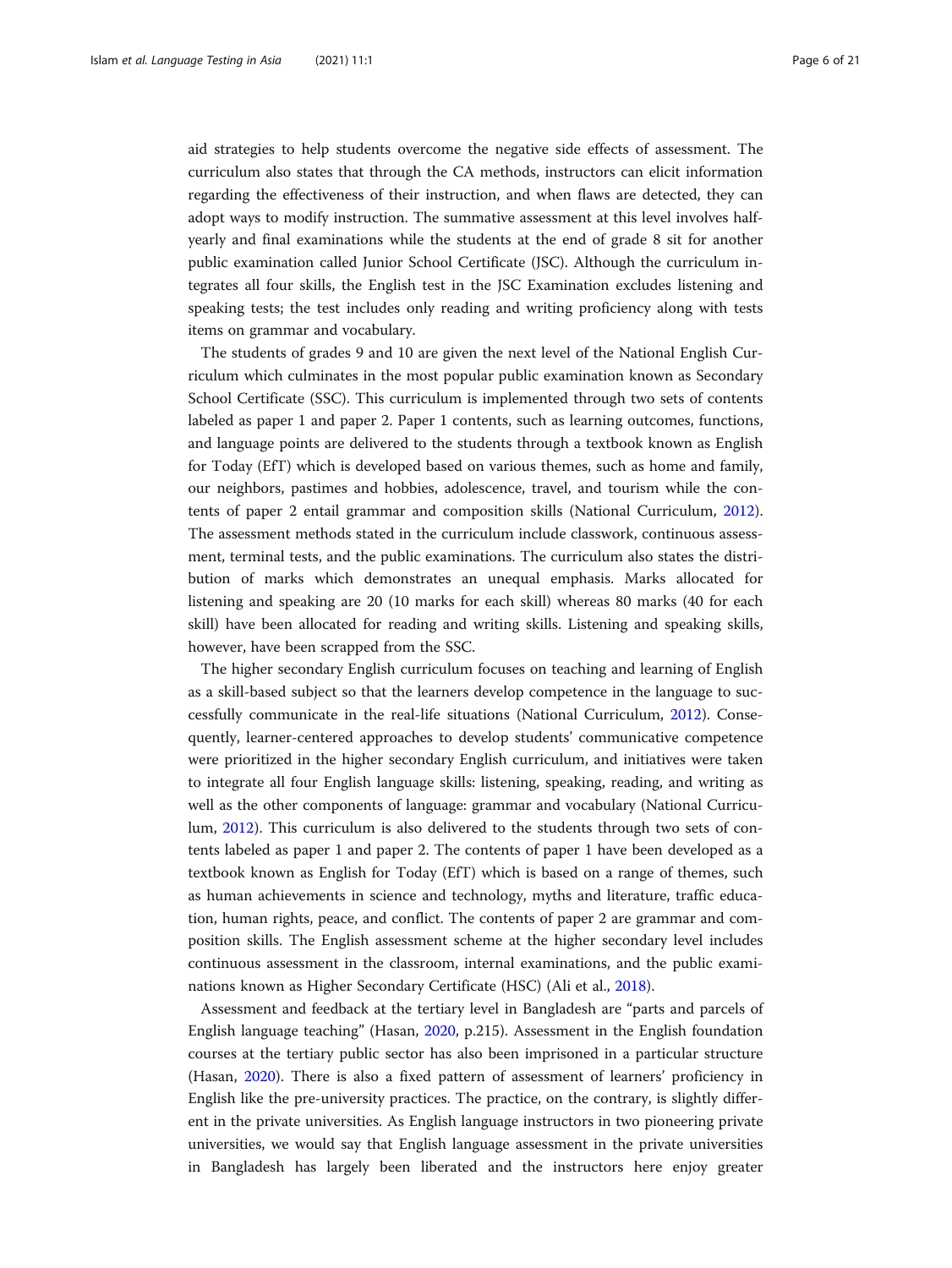aid strategies to help students overcome the negative side effects of assessment. The curriculum also states that through the CA methods, instructors can elicit information regarding the effectiveness of their instruction, and when flaws are detected, they can adopt ways to modify instruction. The summative assessment at this level involves half-yearly and final examinations while the students at the end of grade 8 sit for another public examination called Junior School Certificate (JSC). Although the curriculum integrates all four skills, the English test in the JSC Examination excludes listening and speaking tests; the test includes only reading and writing proficiency along with tests items on grammar and vocabulary.

The students of grades 9 and 10 are given the next level of the National English Curriculum which culminates in the most popular public examination known as Secondary School Certificate (SSC). This curriculum is implemented through two sets of contents labeled as paper 1 and paper 2. Paper 1 contents, such as learning outcomes, functions, and language points are delivered to the students through a textbook known as English for Today (EfT) which is developed based on various themes, such as home and family, our neighbors, pastimes and hobbies, adolescence, travel, and tourism while the contents of paper 2 entail grammar and composition skills (National Curriculum, 2012). The assessment methods stated in the curriculum include classwork, continuous assessment, terminal tests, and the public examinations. The curriculum also states the distribution of marks which demonstrates an unequal emphasis. Marks allocated for listening and speaking are 20 (10 marks for each skill) whereas 80 marks (40 for each skill) have been allocated for reading and writing skills. Listening and speaking skills, however, have been scrapped from the SSC.

The higher secondary English curriculum focuses on teaching and learning of English as a skill-based subject so that the learners develop competence in the language to successfully communicate in the real-life situations (National Curriculum, 2012). Consequently, learner-centered approaches to develop students' communicative competence were prioritized in the higher secondary English curriculum, and initiatives were taken to integrate all four English language skills: listening, speaking, reading, and writing as well as the other components of language: grammar and vocabulary (National Curriculum, 2012). This curriculum is also delivered to the students through two sets of contents labeled as paper 1 and paper 2. The contents of paper 1 have been developed as a textbook known as English for Today (EfT) which is based on a range of themes, such as human achievements in science and technology, myths and literature, traffic education, human rights, peace, and conflict. The contents of paper 2 are grammar and composition skills. The English assessment scheme at the higher secondary level includes continuous assessment in the classroom, internal examinations, and the public examinations known as Higher Secondary Certificate (HSC) (Ali et al., 2018).

Assessment and feedback at the tertiary level in Bangladesh are "parts and parcels of English language teaching" (Hasan, 2020, p.215). Assessment in the English foundation courses at the tertiary public sector has also been imprisoned in a particular structure (Hasan, 2020). There is also a fixed pattern of assessment of learners' proficiency in English like the pre-university practices. The practice, on the contrary, is slightly different in the private universities. As English language instructors in two pioneering private universities, we would say that English language assessment in the private universities in Bangladesh has largely been liberated and the instructors here enjoy greater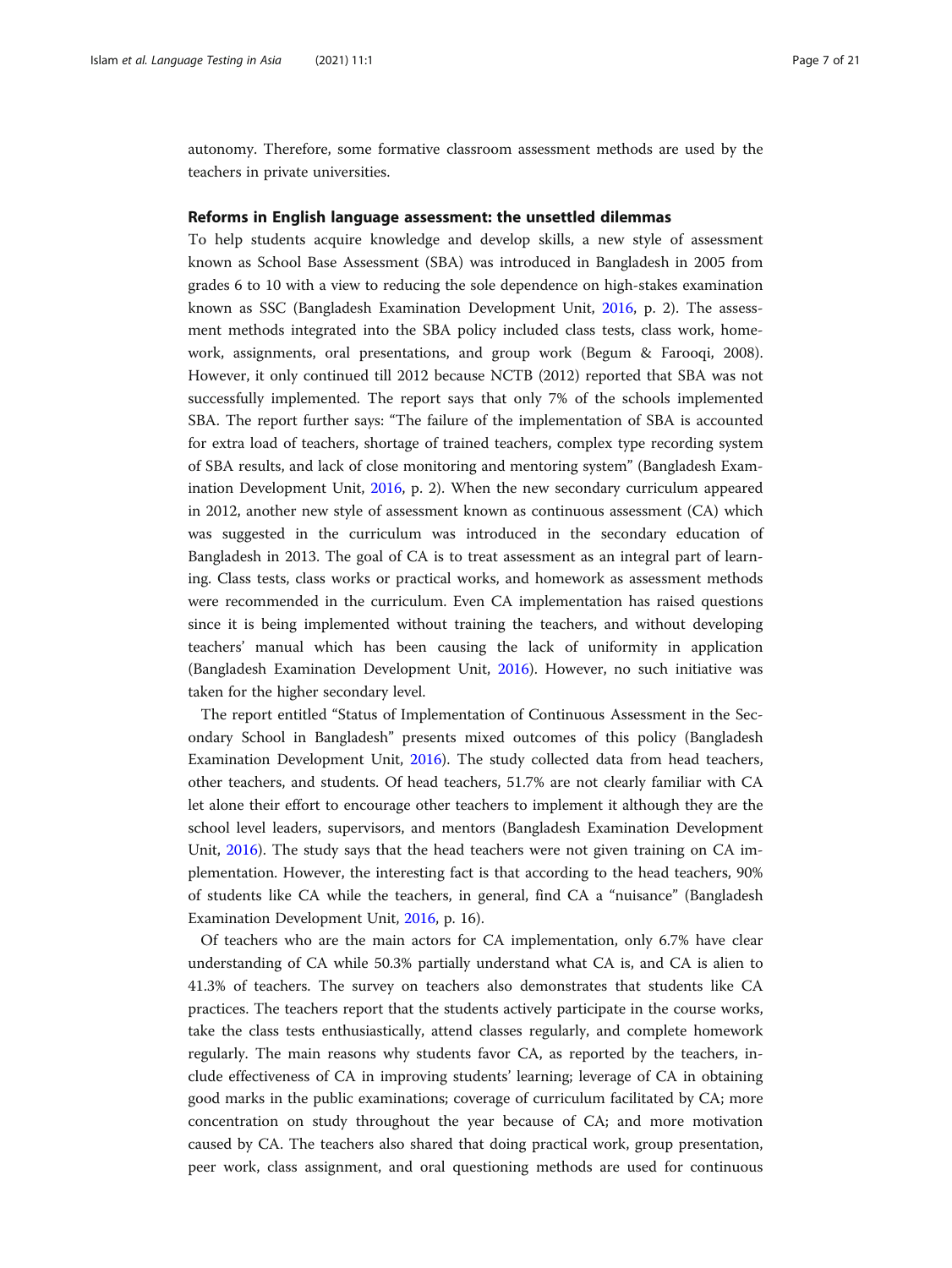autonomy. Therefore, some formative classroom assessment methods are used by the teachers in private universities.

### Reforms in English language assessment: the unsettled dilemmas

To help students acquire knowledge and develop skills, a new style of assessment known as School Base Assessment (SBA) was introduced in Bangladesh in 2005 from grades 6 to 10 with a view to reducing the sole dependence on high-stakes examination known as SSC (Bangladesh Examination Development Unit, 2016, p. 2). The assessment methods integrated into the SBA policy included class tests, class work, homework, assignments, oral presentations, and group work (Begum & Farooqi, 2008). However, it only continued till 2012 because NCTB (2012) reported that SBA was not successfully implemented. The report says that only 7% of the schools implemented SBA. The report further says: "The failure of the implementation of SBA is accounted for extra load of teachers, shortage of trained teachers, complex type recording system of SBA results, and lack of close monitoring and mentoring system" (Bangladesh Examination Development Unit, 2016, p. 2). When the new secondary curriculum appeared in 2012, another new style of assessment known as continuous assessment (CA) which was suggested in the curriculum was introduced in the secondary education of Bangladesh in 2013. The goal of CA is to treat assessment as an integral part of learning. Class tests, class works or practical works, and homework as assessment methods were recommended in the curriculum. Even CA implementation has raised questions since it is being implemented without training the teachers, and without developing teachers' manual which has been causing the lack of uniformity in application (Bangladesh Examination Development Unit, 2016). However, no such initiative was taken for the higher secondary level.

The report entitled "Status of Implementation of Continuous Assessment in the Secondary School in Bangladesh" presents mixed outcomes of this policy (Bangladesh Examination Development Unit, 2016). The study collected data from head teachers, other teachers, and students. Of head teachers, 51.7% are not clearly familiar with CA let alone their effort to encourage other teachers to implement it although they are the school level leaders, supervisors, and mentors (Bangladesh Examination Development Unit, 2016). The study says that the head teachers were not given training on CA implementation. However, the interesting fact is that according to the head teachers, 90% of students like CA while the teachers, in general, find CA a "nuisance" (Bangladesh Examination Development Unit, 2016, p. 16).

Of teachers who are the main actors for CA implementation, only 6.7% have clear understanding of CA while 50.3% partially understand what CA is, and CA is alien to 41.3% of teachers. The survey on teachers also demonstrates that students like CA practices. The teachers report that the students actively participate in the course works, take the class tests enthusiastically, attend classes regularly, and complete homework regularly. The main reasons why students favor CA, as reported by the teachers, include effectiveness of CA in improving students' learning; leverage of CA in obtaining good marks in the public examinations; coverage of curriculum facilitated by CA; more concentration on study throughout the year because of CA; and more motivation caused by CA. The teachers also shared that doing practical work, group presentation, peer work, class assignment, and oral questioning methods are used for continuous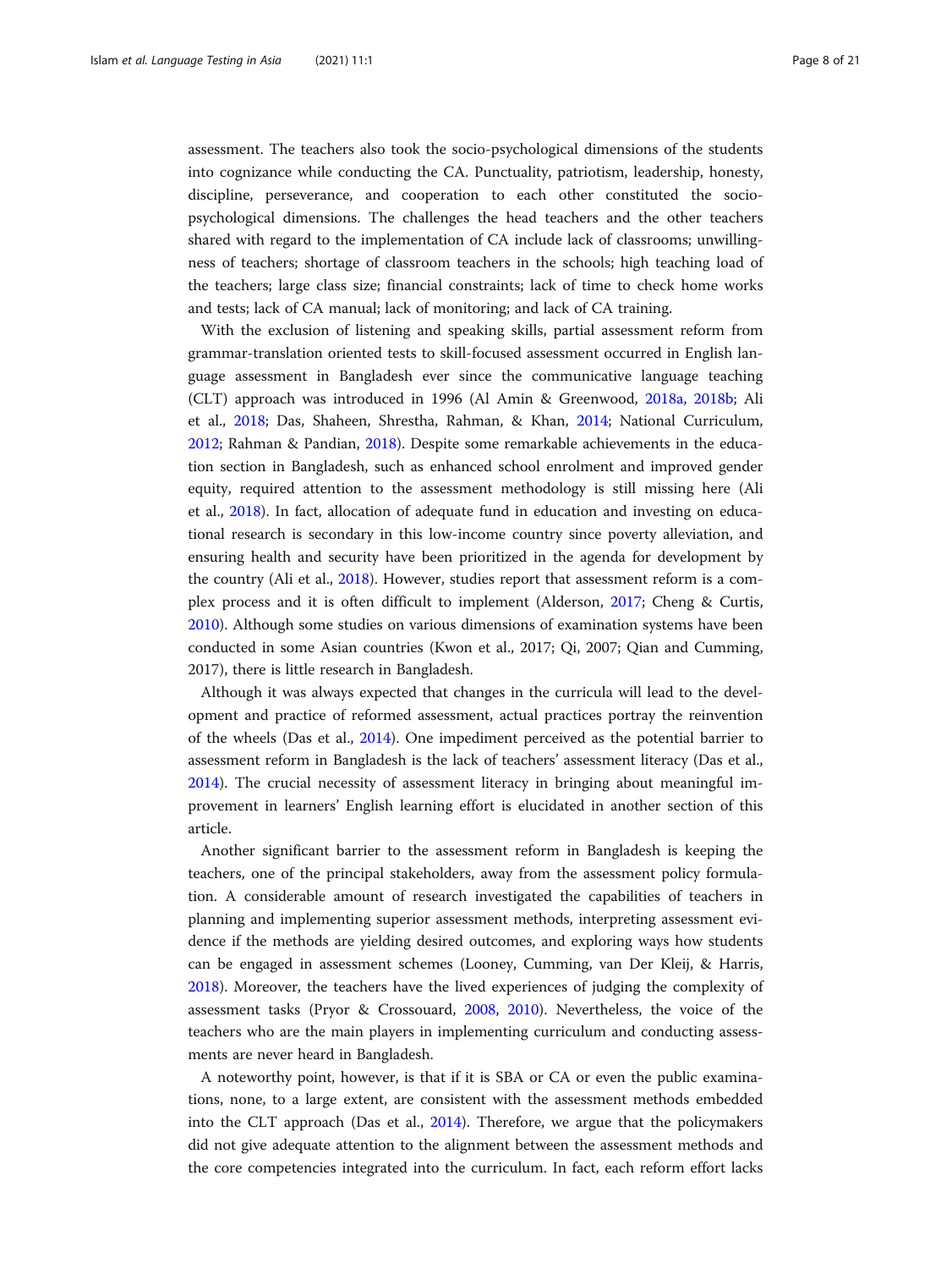assessment. The teachers also took the socio-psychological dimensions of the students into cognizance while conducting the CA. Punctuality, patriotism, leadership, honesty, discipline, perseverance, and cooperation to each other constituted the socio-psychological dimensions. The challenges the head teachers and the other teachers shared with regard to the implementation of CA include lack of classrooms; unwillingness of teachers; shortage of classroom teachers in the schools; high teaching load of the teachers; large class size; financial constraints; lack of time to check home works and tests; lack of CA manual; lack of monitoring; and lack of CA training.

With the exclusion of listening and speaking skills, partial assessment reform from grammar-translation oriented tests to skill-focused assessment occurred in English language assessment in Bangladesh ever since the communicative language teaching (CLT) approach was introduced in 1996 (Al Amin & Greenwood, 2018a, 2018b; Ali et al., 2018; Das, Shaheen, Shrestha, Rahman, & Khan, 2014; National Curriculum, 2012; Rahman & Pandian, 2018). Despite some remarkable achievements in the education section in Bangladesh, such as enhanced school enrolment and improved gender equity, required attention to the assessment methodology is still missing here (Ali et al., 2018). In fact, allocation of adequate fund in education and investing on educational research is secondary in this low-income country since poverty alleviation, and ensuring health and security have been prioritized in the agenda for development by the country (Ali et al., 2018). However, studies report that assessment reform is a complex process and it is often difficult to implement (Alderson, 2017; Cheng & Curtis, 2010). Although some studies on various dimensions of examination systems have been conducted in some Asian countries (Kwon et al., 2017; Qi, 2007; Qian and Cumming, 2017), there is little research in Bangladesh.

Although it was always expected that changes in the curricula will lead to the development and practice of reformed assessment, actual practices portray the reinvention of the wheels (Das et al., 2014). One impediment perceived as the potential barrier to assessment reform in Bangladesh is the lack of teachers' assessment literacy (Das et al., 2014). The crucial necessity of assessment literacy in bringing about meaningful improvement in learners' English learning effort is elucidated in another section of this article.

Another significant barrier to the assessment reform in Bangladesh is keeping the teachers, one of the principal stakeholders, away from the assessment policy formulation. A considerable amount of research investigated the capabilities of teachers in planning and implementing superior assessment methods, interpreting assessment evidence if the methods are yielding desired outcomes, and exploring ways how students can be engaged in assessment schemes (Looney, Cumming, van Der Kleij, & Harris, 2018). Moreover, the teachers have the lived experiences of judging the complexity of assessment tasks (Pryor & Crossouard, 2008, 2010). Nevertheless, the voice of the teachers who are the main players in implementing curriculum and conducting assessments are never heard in Bangladesh.

A noteworthy point, however, is that if it is SBA or CA or even the public examinations, none, to a large extent, are consistent with the assessment methods embedded into the CLT approach (Das et al., 2014). Therefore, we argue that the policymakers did not give adequate attention to the alignment between the assessment methods and the core competencies integrated into the curriculum. In fact, each reform effort lacks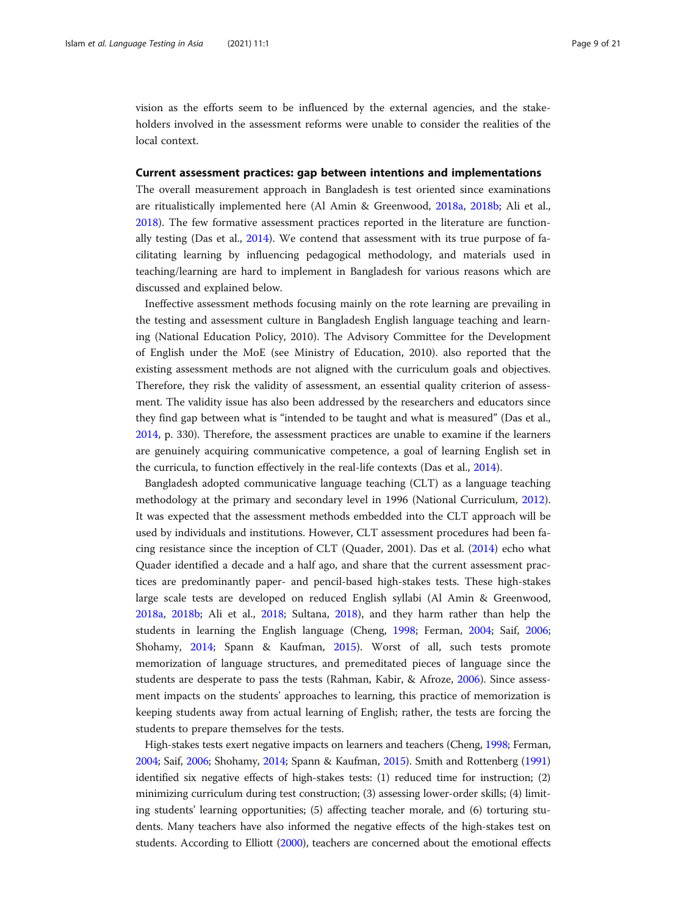vision as the efforts seem to be influenced by the external agencies, and the stakeholders involved in the assessment reforms were unable to consider the realities of the local context.

### Current assessment practices: gap between intentions and implementations

The overall measurement approach in Bangladesh is test oriented since examinations are ritualistically implemented here (Al Amin & Greenwood, 2018a, 2018b; Ali et al., 2018). The few formative assessment practices reported in the literature are functionally testing (Das et al., 2014). We contend that assessment with its true purpose of facilitating learning by influencing pedagogical methodology, and materials used in teaching/learning are hard to implement in Bangladesh for various reasons which are discussed and explained below.

Ineffective assessment methods focusing mainly on the rote learning are prevailing in the testing and assessment culture in Bangladesh English language teaching and learning (National Education Policy, 2010). The Advisory Committee for the Development of English under the MoE (see Ministry of Education, 2010). also reported that the existing assessment methods are not aligned with the curriculum goals and objectives. Therefore, they risk the validity of assessment, an essential quality criterion of assessment. The validity issue has also been addressed by the researchers and educators since they find gap between what is "intended to be taught and what is measured" (Das et al., 2014, p. 330). Therefore, the assessment practices are unable to examine if the learners are genuinely acquiring communicative competence, a goal of learning English set in the curricula, to function effectively in the real-life contexts (Das et al., 2014).

Bangladesh adopted communicative language teaching (CLT) as a language teaching methodology at the primary and secondary level in 1996 (National Curriculum, 2012). It was expected that the assessment methods embedded into the CLT approach will be used by individuals and institutions. However, CLT assessment procedures had been facing resistance since the inception of CLT (Quader, 2001). Das et al. (2014) echo what Quader identified a decade and a half ago, and share that the current assessment practices are predominantly paper- and pencil-based high-stakes tests. These high-stakes large scale tests are developed on reduced English syllabi (Al Amin & Greenwood, 2018a, 2018b; Ali et al., 2018; Sultana, 2018), and they harm rather than help the students in learning the English language (Cheng, 1998; Ferman, 2004; Saif, 2006; Shohamy, 2014; Spann & Kaufman, 2015). Worst of all, such tests promote memorization of language structures, and premeditated pieces of language since the students are desperate to pass the tests (Rahman, Kabir, & Afroze, 2006). Since assessment impacts on the students' approaches to learning, this practice of memorization is keeping students away from actual learning of English; rather, the tests are forcing the students to prepare themselves for the tests.

High-stakes tests exert negative impacts on learners and teachers (Cheng, 1998; Ferman, 2004; Saif, 2006; Shohamy, 2014; Spann & Kaufman, 2015). Smith and Rottenberg (1991) identified six negative effects of high-stakes tests: (1) reduced time for instruction; (2) minimizing curriculum during test construction; (3) assessing lower-order skills; (4) limiting students' learning opportunities; (5) affecting teacher morale, and (6) torturing students. Many teachers have also informed the negative effects of the high-stakes test on students. According to Elliott (2000), teachers are concerned about the emotional effects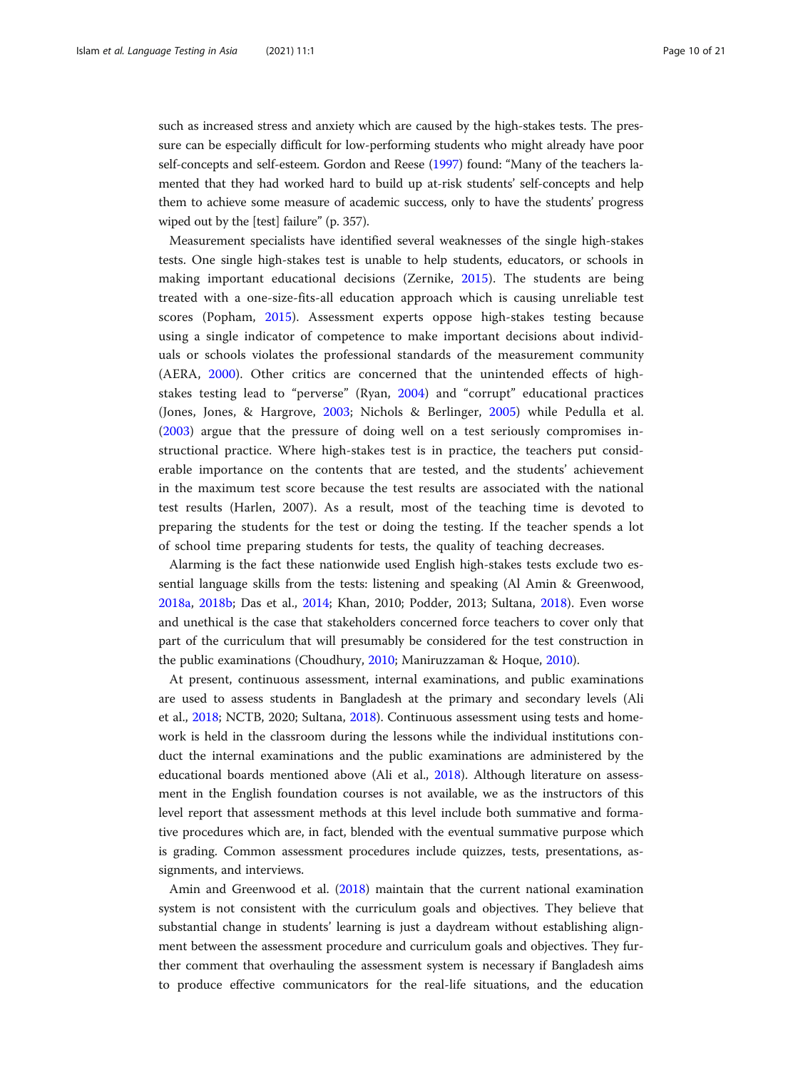such as increased stress and anxiety which are caused by the high-stakes tests. The pressure can be especially difficult for low-performing students who might already have poor self-concepts and self-esteem. Gordon and Reese (1997) found: "Many of the teachers lamented that they had worked hard to build up at-risk students' self-concepts and help them to achieve some measure of academic success, only to have the students' progress wiped out by the [test] failure" (p. 357).

Measurement specialists have identified several weaknesses of the single high-stakes tests. One single high-stakes test is unable to help students, educators, or schools in making important educational decisions (Zernike, 2015). The students are being treated with a one-size-fits-all education approach which is causing unreliable test scores (Popham, 2015). Assessment experts oppose high-stakes testing because using a single indicator of competence to make important decisions about individuals or schools violates the professional standards of the measurement community (AERA, 2000). Other critics are concerned that the unintended effects of high-stakes testing lead to "perverse" (Ryan, 2004) and "corrupt" educational practices (Jones, Jones, & Hargrove, 2003; Nichols & Berlinger, 2005) while Pedulla et al. (2003) argue that the pressure of doing well on a test seriously compromises instructional practice. Where high-stakes test is in practice, the teachers put considerable importance on the contents that are tested, and the students' achievement in the maximum test score because the test results are associated with the national test results (Harlen, 2007). As a result, most of the teaching time is devoted to preparing the students for the test or doing the testing. If the teacher spends a lot of school time preparing students for tests, the quality of teaching decreases.

Alarming is the fact these nationwide used English high-stakes tests exclude two essential language skills from the tests: listening and speaking (Al Amin & Greenwood, 2018a, 2018b; Das et al., 2014; Khan, 2010; Podder, 2013; Sultana, 2018). Even worse and unethical is the case that stakeholders concerned force teachers to cover only that part of the curriculum that will presumably be considered for the test construction in the public examinations (Choudhury, 2010; Maniruzzaman & Hoque, 2010).

At present, continuous assessment, internal examinations, and public examinations are used to assess students in Bangladesh at the primary and secondary levels (Ali et al., 2018; NCTB, 2020; Sultana, 2018). Continuous assessment using tests and homework is held in the classroom during the lessons while the individual institutions conduct the internal examinations and the public examinations are administered by the educational boards mentioned above (Ali et al., 2018). Although literature on assessment in the English foundation courses is not available, we as the instructors of this level report that assessment methods at this level include both summative and formative procedures which are, in fact, blended with the eventual summative purpose which is grading. Common assessment procedures include quizzes, tests, presentations, assignments, and interviews.

Amin and Greenwood et al. (2018) maintain that the current national examination system is not consistent with the curriculum goals and objectives. They believe that substantial change in students' learning is just a daydream without establishing alignment between the assessment procedure and curriculum goals and objectives. They further comment that overhauling the assessment system is necessary if Bangladesh aims to produce effective communicators for the real-life situations, and the education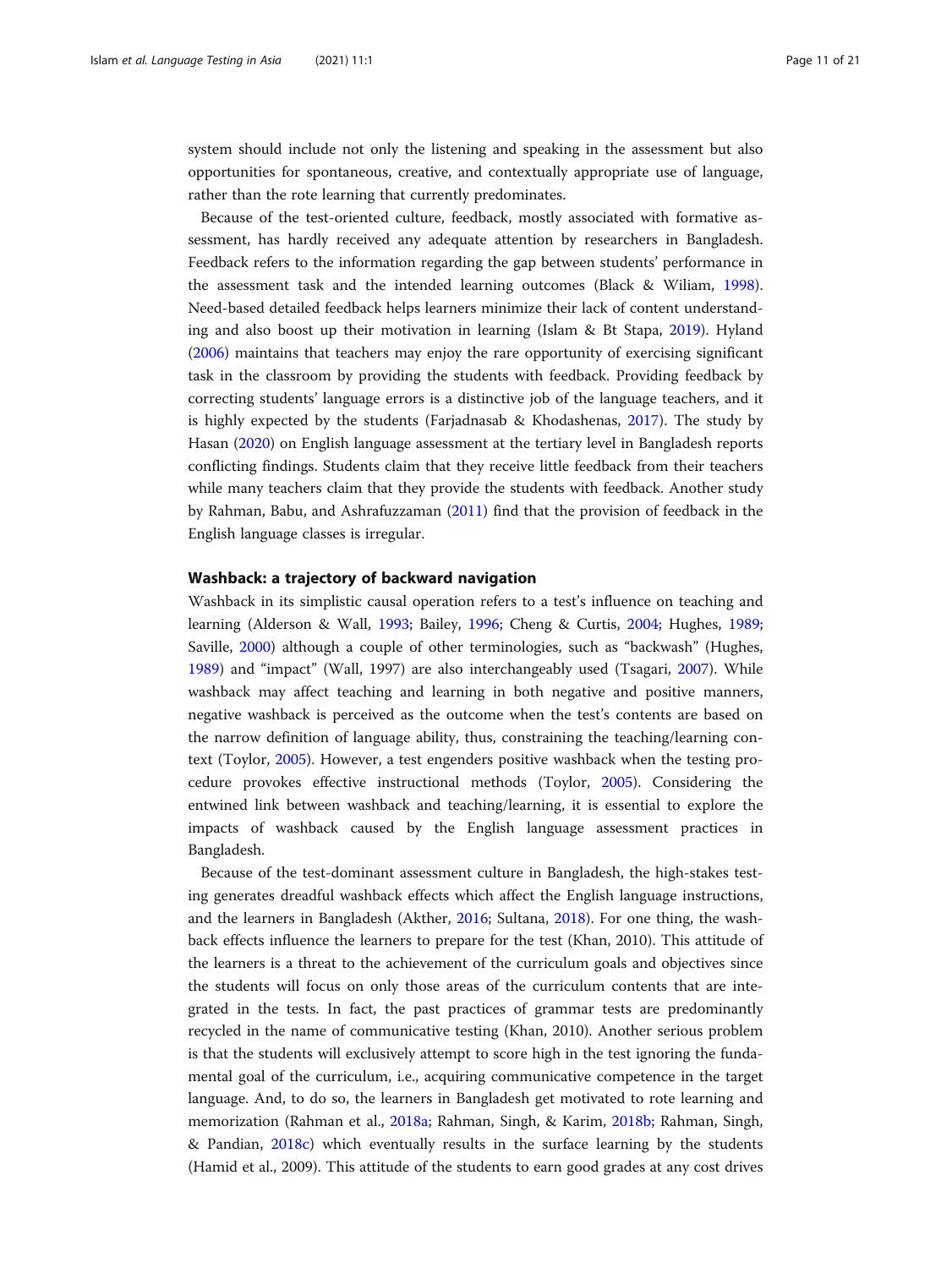system should include not only the listening and speaking in the assessment but also opportunities for spontaneous, creative, and contextually appropriate use of language, rather than the rote learning that currently predominates.

Because of the test-oriented culture, feedback, mostly associated with formative assessment, has hardly received any adequate attention by researchers in Bangladesh. Feedback refers to the information regarding the gap between students' performance in the assessment task and the intended learning outcomes (Black & Wiliam, 1998). Need-based detailed feedback helps learners minimize their lack of content understanding and also boost up their motivation in learning (Islam & Bt Stapa, 2019). Hyland (2006) maintains that teachers may enjoy the rare opportunity of exercising significant task in the classroom by providing the students with feedback. Providing feedback by correcting students' language errors is a distinctive job of the language teachers, and it is highly expected by the students (Farjadnasab & Khodashenas, 2017). The study by Hasan (2020) on English language assessment at the tertiary level in Bangladesh reports conflicting findings. Students claim that they receive little feedback from their teachers while many teachers claim that they provide the students with feedback. Another study by Rahman, Babu, and Ashrafuzzaman (2011) find that the provision of feedback in the English language classes is irregular.

### Washback: a trajectory of backward navigation

Washback in its simplistic causal operation refers to a test's influence on teaching and learning (Alderson & Wall, 1993; Bailey, 1996; Cheng & Curtis, 2004; Hughes, 1989; Saville, 2000) although a couple of other terminologies, such as "backwash" (Hughes, 1989) and "impact" (Wall, 1997) are also interchangeably used (Tsagari, 2007). While washback may affect teaching and learning in both negative and positive manners, negative washback is perceived as the outcome when the test's contents are based on the narrow definition of language ability, thus, constraining the teaching/learning context (Toylor, 2005). However, a test engenders positive washback when the testing procedure provokes effective instructional methods (Toylor, 2005). Considering the entwined link between washback and teaching/learning, it is essential to explore the impacts of washback caused by the English language assessment practices in Bangladesh.

Because of the test-dominant assessment culture in Bangladesh, the high-stakes testing generates dreadful washback effects which affect the English language instructions, and the learners in Bangladesh (Akther, 2016; Sultana, 2018). For one thing, the washback effects influence the learners to prepare for the test (Khan, 2010). This attitude of the learners is a threat to the achievement of the curriculum goals and objectives since the students will focus on only those areas of the curriculum contents that are integrated in the tests. In fact, the past practices of grammar tests are predominantly recycled in the name of communicative testing (Khan, 2010). Another serious problem is that the students will exclusively attempt to score high in the test ignoring the fundamental goal of the curriculum, i.e., acquiring communicative competence in the target language. And, to do so, the learners in Bangladesh get motivated to rote learning and memorization (Rahman et al., 2018a; Rahman, Singh, & Karim, 2018b; Rahman, Singh, & Pandian, 2018c) which eventually results in the surface learning by the students (Hamid et al., 2009). This attitude of the students to earn good grades at any cost drives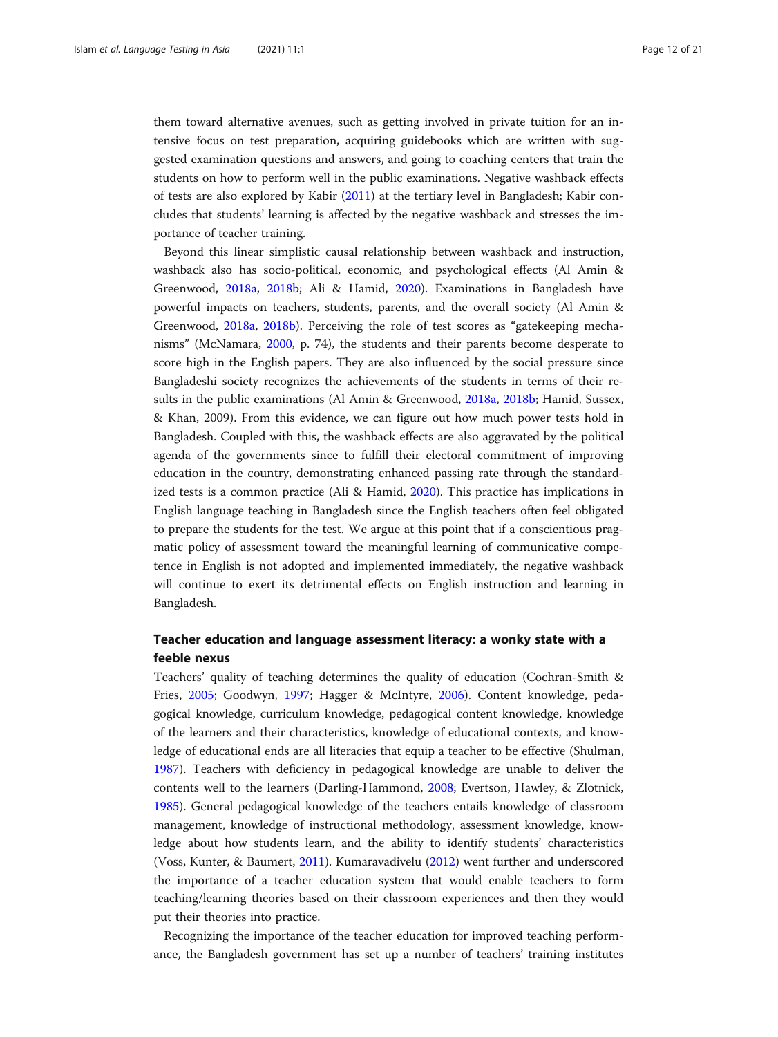them toward alternative avenues, such as getting involved in private tuition for an intensive focus on test preparation, acquiring guidebooks which are written with suggested examination questions and answers, and going to coaching centers that train the students on how to perform well in the public examinations. Negative washback effects of tests are also explored by Kabir (2011) at the tertiary level in Bangladesh; Kabir concludes that students' learning is affected by the negative washback and stresses the importance of teacher training.

Beyond this linear simplistic causal relationship between washback and instruction, washback also has socio-political, economic, and psychological effects (Al Amin & Greenwood, 2018a, 2018b; Ali & Hamid, 2020). Examinations in Bangladesh have powerful impacts on teachers, students, parents, and the overall society (Al Amin & Greenwood, 2018a, 2018b). Perceiving the role of test scores as "gatekeeping mechanisms" (McNamara, 2000, p. 74), the students and their parents become desperate to score high in the English papers. They are also influenced by the social pressure since Bangladeshi society recognizes the achievements of the students in terms of their results in the public examinations (Al Amin & Greenwood, 2018a, 2018b; Hamid, Sussex, & Khan, 2009). From this evidence, we can figure out how much power tests hold in Bangladesh. Coupled with this, the washback effects are also aggravated by the political agenda of the governments since to fulfill their electoral commitment of improving education in the country, demonstrating enhanced passing rate through the standardized tests is a common practice (Ali & Hamid, 2020). This practice has implications in English language teaching in Bangladesh since the English teachers often feel obligated to prepare the students for the test. We argue at this point that if a conscientious pragmatic policy of assessment toward the meaningful learning of communicative competence in English is not adopted and implemented immediately, the negative washback will continue to exert its detrimental effects on English instruction and learning in Bangladesh.

## Teacher education and language assessment literacy: a wonky state with a feeble nexus

Teachers' quality of teaching determines the quality of education (Cochran-Smith & Fries, 2005; Goodwyn, 1997; Hagger & McIntyre, 2006). Content knowledge, pedagogical knowledge, curriculum knowledge, pedagogical content knowledge, knowledge of the learners and their characteristics, knowledge of educational contexts, and knowledge of educational ends are all literacies that equip a teacher to be effective (Shulman, 1987). Teachers with deficiency in pedagogical knowledge are unable to deliver the contents well to the learners (Darling-Hammond, 2008; Evertson, Hawley, & Zlotnick, 1985). General pedagogical knowledge of the teachers entails knowledge of classroom management, knowledge of instructional methodology, assessment knowledge, knowledge about how students learn, and the ability to identify students' characteristics (Voss, Kunter, & Baumert, 2011). Kumaravadivelu (2012) went further and underscored the importance of a teacher education system that would enable teachers to form teaching/learning theories based on their classroom experiences and then they would put their theories into practice.

Recognizing the importance of the teacher education for improved teaching performance, the Bangladesh government has set up a number of teachers' training institutes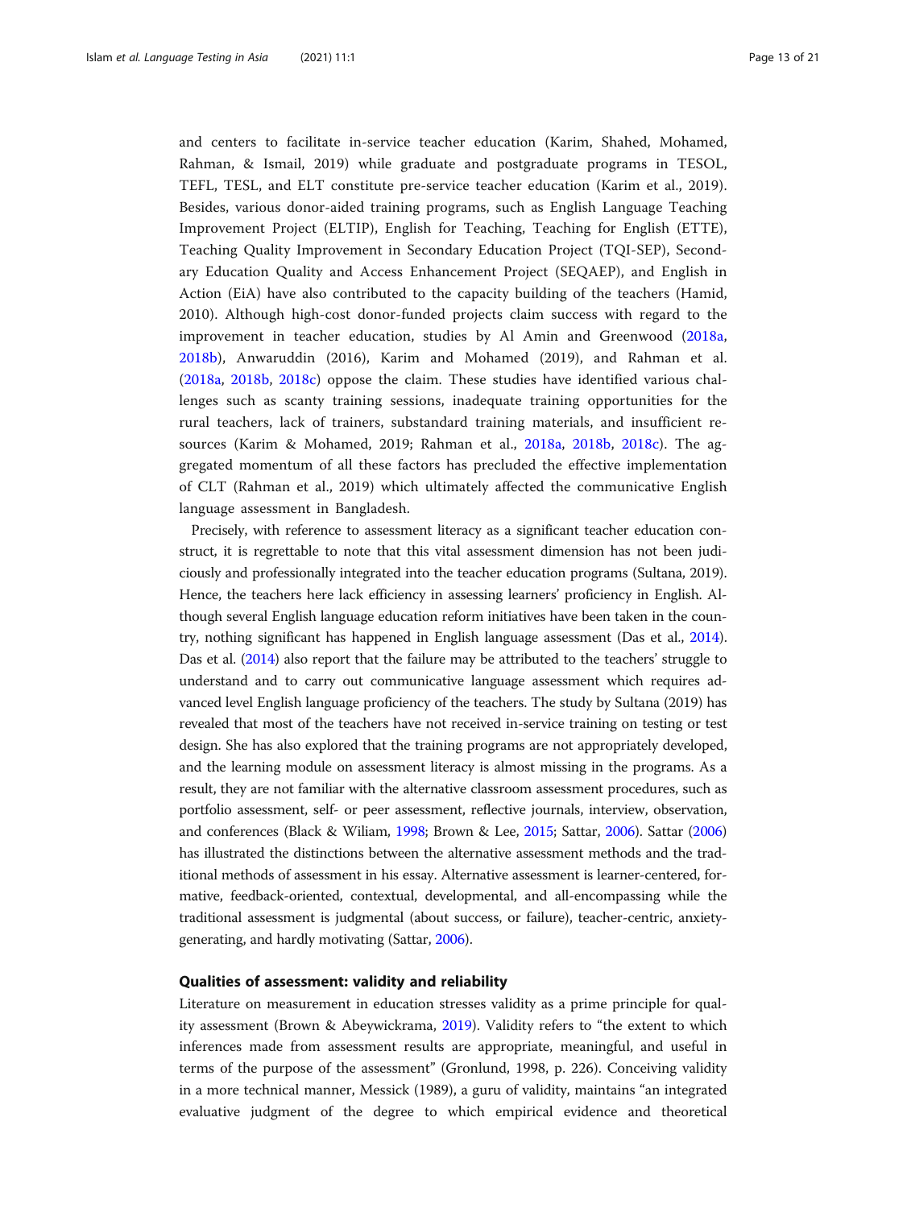and centers to facilitate in-service teacher education (Karim, Shahed, Mohamed, Rahman, & Ismail, 2019) while graduate and postgraduate programs in TESOL, TEFL, TESL, and ELT constitute pre-service teacher education (Karim et al., 2019). Besides, various donor-aided training programs, such as English Language Teaching Improvement Project (ELTIP), English for Teaching, Teaching for English (ETTE), Teaching Quality Improvement in Secondary Education Project (TQI-SEP), Secondary Education Quality and Access Enhancement Project (SEQAEP), and English in Action (EiA) have also contributed to the capacity building of the teachers (Hamid, 2010). Although high-cost donor-funded projects claim success with regard to the improvement in teacher education, studies by Al Amin and Greenwood (2018a, 2018b), Anwaruddin (2016), Karim and Mohamed (2019), and Rahman et al. (2018a, 2018b, 2018c) oppose the claim. These studies have identified various challenges such as scanty training sessions, inadequate training opportunities for the rural teachers, lack of trainers, substandard training materials, and insufficient resources (Karim & Mohamed, 2019; Rahman et al., 2018a, 2018b, 2018c). The aggregated momentum of all these factors has precluded the effective implementation of CLT (Rahman et al., 2019) which ultimately affected the communicative English language assessment in Bangladesh.

Precisely, with reference to assessment literacy as a significant teacher education construct, it is regrettable to note that this vital assessment dimension has not been judiciously and professionally integrated into the teacher education programs (Sultana, 2019). Hence, the teachers here lack efficiency in assessing learners' proficiency in English. Although several English language education reform initiatives have been taken in the country, nothing significant has happened in English language assessment (Das et al., 2014). Das et al. (2014) also report that the failure may be attributed to the teachers' struggle to understand and to carry out communicative language assessment which requires advanced level English language proficiency of the teachers. The study by Sultana (2019) has revealed that most of the teachers have not received in-service training on testing or test design. She has also explored that the training programs are not appropriately developed, and the learning module on assessment literacy is almost missing in the programs. As a result, they are not familiar with the alternative classroom assessment procedures, such as portfolio assessment, self- or peer assessment, reflective journals, interview, observation, and conferences (Black & Wiliam, 1998; Brown & Lee, 2015; Sattar, 2006). Sattar (2006) has illustrated the distinctions between the alternative assessment methods and the traditional methods of assessment in his essay. Alternative assessment is learner-centered, formative, feedback-oriented, contextual, developmental, and all-encompassing while the traditional assessment is judgmental (about success, or failure), teacher-centric, anxiety-generating, and hardly motivating (Sattar, 2006).

## Qualities of assessment: validity and reliability

Literature on measurement in education stresses validity as a prime principle for quality assessment (Brown & Abeywickrama, 2019). Validity refers to "the extent to which inferences made from assessment results are appropriate, meaningful, and useful in terms of the purpose of the assessment" (Gronlund, 1998, p. 226). Conceiving validity in a more technical manner, Messick (1989), a guru of validity, maintains "an integrated evaluative judgment of the degree to which empirical evidence and theoretical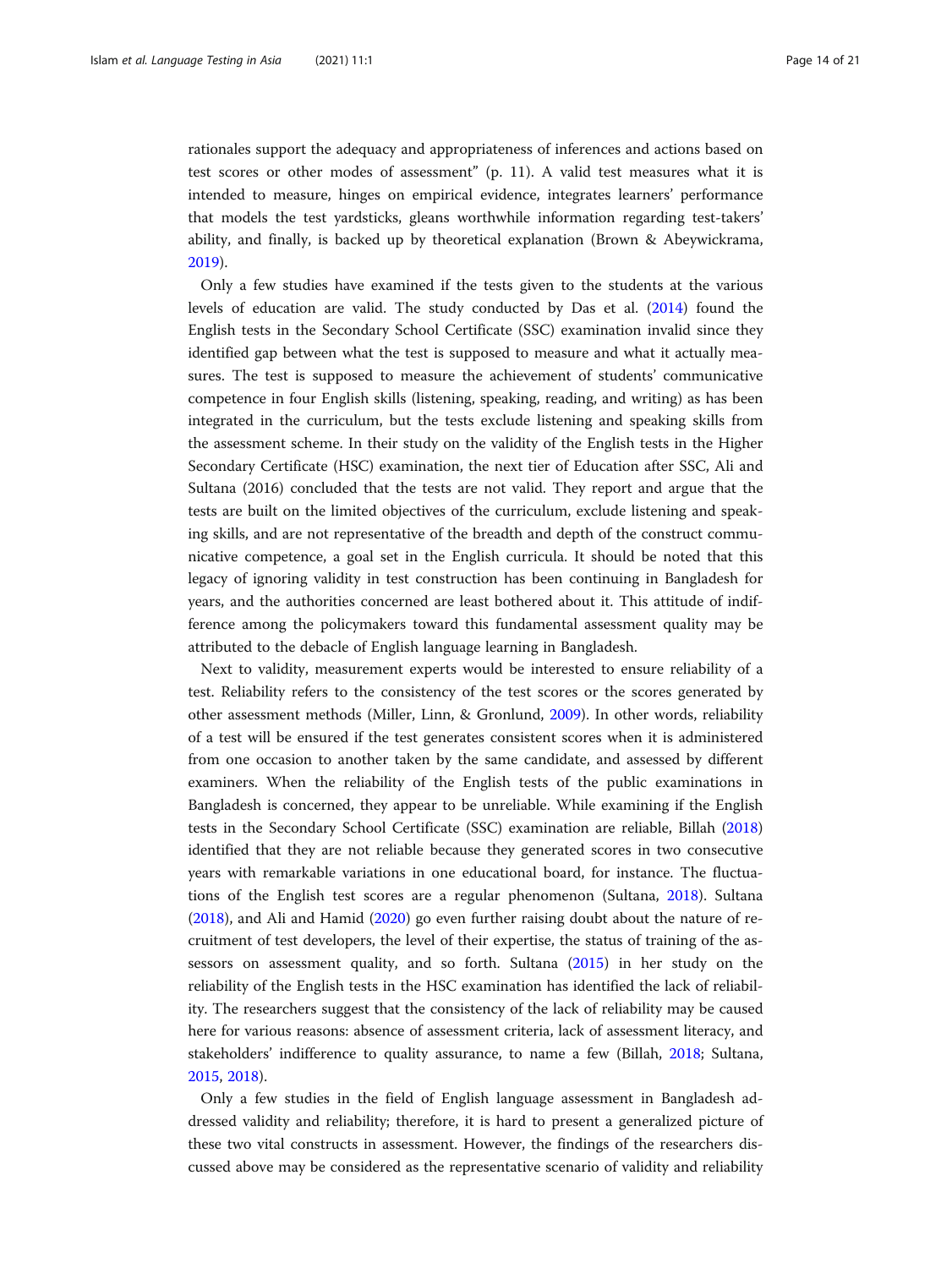rationales support the adequacy and appropriateness of inferences and actions based on test scores or other modes of assessment" (p. 11). A valid test measures what it is intended to measure, hinges on empirical evidence, integrates learners' performance that models the test yardsticks, gleans worthwhile information regarding test-takers' ability, and finally, is backed up by theoretical explanation (Brown & Abeywickrama, 2019).

Only a few studies have examined if the tests given to the students at the various levels of education are valid. The study conducted by Das et al. (2014) found the English tests in the Secondary School Certificate (SSC) examination invalid since they identified gap between what the test is supposed to measure and what it actually measures. The test is supposed to measure the achievement of students' communicative competence in four English skills (listening, speaking, reading, and writing) as has been integrated in the curriculum, but the tests exclude listening and speaking skills from the assessment scheme. In their study on the validity of the English tests in the Higher Secondary Certificate (HSC) examination, the next tier of Education after SSC, Ali and Sultana (2016) concluded that the tests are not valid. They report and argue that the tests are built on the limited objectives of the curriculum, exclude listening and speaking skills, and are not representative of the breadth and depth of the construct communicative competence, a goal set in the English curricula. It should be noted that this legacy of ignoring validity in test construction has been continuing in Bangladesh for years, and the authorities concerned are least bothered about it. This attitude of indifference among the policymakers toward this fundamental assessment quality may be attributed to the debacle of English language learning in Bangladesh.

Next to validity, measurement experts would be interested to ensure reliability of a test. Reliability refers to the consistency of the test scores or the scores generated by other assessment methods (Miller, Linn, & Gronlund, 2009). In other words, reliability of a test will be ensured if the test generates consistent scores when it is administered from one occasion to another taken by the same candidate, and assessed by different examiners. When the reliability of the English tests of the public examinations in Bangladesh is concerned, they appear to be unreliable. While examining if the English tests in the Secondary School Certificate (SSC) examination are reliable, Billah (2018) identified that they are not reliable because they generated scores in two consecutive years with remarkable variations in one educational board, for instance. The fluctuations of the English test scores are a regular phenomenon (Sultana, 2018). Sultana (2018), and Ali and Hamid (2020) go even further raising doubt about the nature of recruitment of test developers, the level of their expertise, the status of training of the assessors on assessment quality, and so forth. Sultana (2015) in her study on the reliability of the English tests in the HSC examination has identified the lack of reliability. The researchers suggest that the consistency of the lack of reliability may be caused here for various reasons: absence of assessment criteria, lack of assessment literacy, and stakeholders' indifference to quality assurance, to name a few (Billah, 2018; Sultana, 2015, 2018).

Only a few studies in the field of English language assessment in Bangladesh addressed validity and reliability; therefore, it is hard to present a generalized picture of these two vital constructs in assessment. However, the findings of the researchers discussed above may be considered as the representative scenario of validity and reliability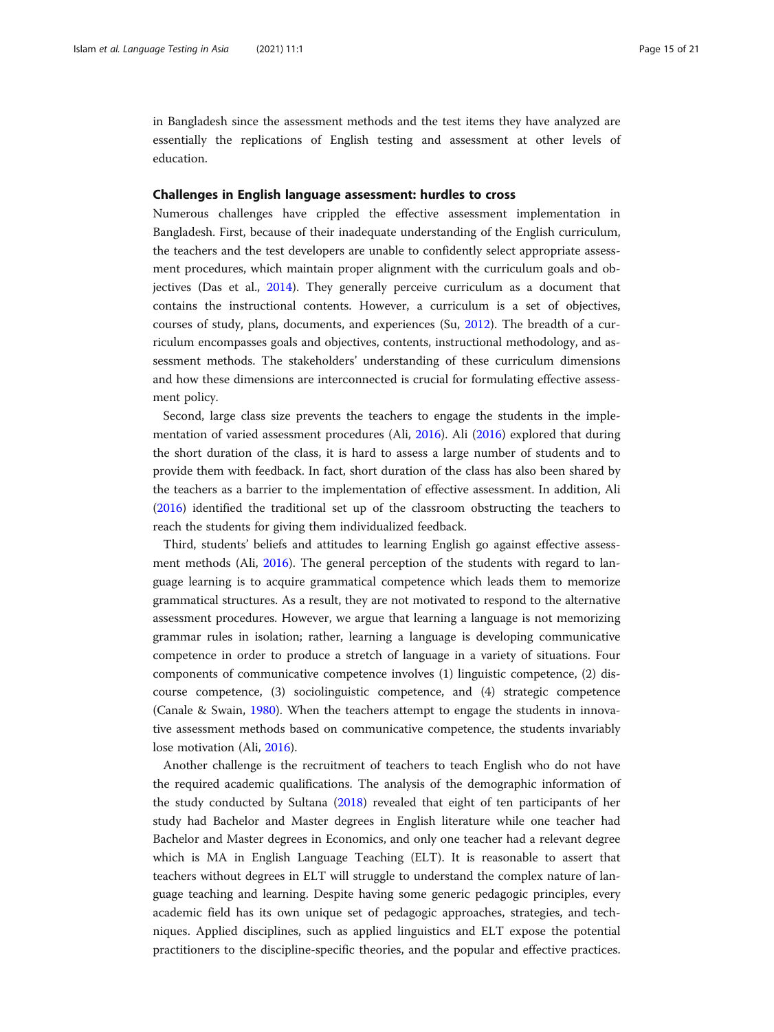in Bangladesh since the assessment methods and the test items they have analyzed are essentially the replications of English testing and assessment at other levels of education.

### Challenges in English language assessment: hurdles to cross

Numerous challenges have crippled the effective assessment implementation in Bangladesh. First, because of their inadequate understanding of the English curriculum, the teachers and the test developers are unable to confidently select appropriate assessment procedures, which maintain proper alignment with the curriculum goals and objectives (Das et al., 2014). They generally perceive curriculum as a document that contains the instructional contents. However, a curriculum is a set of objectives, courses of study, plans, documents, and experiences (Su, 2012). The breadth of a curriculum encompasses goals and objectives, contents, instructional methodology, and assessment methods. The stakeholders' understanding of these curriculum dimensions and how these dimensions are interconnected is crucial for formulating effective assessment policy.

Second, large class size prevents the teachers to engage the students in the implementation of varied assessment procedures (Ali, 2016). Ali (2016) explored that during the short duration of the class, it is hard to assess a large number of students and to provide them with feedback. In fact, short duration of the class has also been shared by the teachers as a barrier to the implementation of effective assessment. In addition, Ali (2016) identified the traditional set up of the classroom obstructing the teachers to reach the students for giving them individualized feedback.

Third, students' beliefs and attitudes to learning English go against effective assessment methods (Ali, 2016). The general perception of the students with regard to language learning is to acquire grammatical competence which leads them to memorize grammatical structures. As a result, they are not motivated to respond to the alternative assessment procedures. However, we argue that learning a language is not memorizing grammar rules in isolation; rather, learning a language is developing communicative competence in order to produce a stretch of language in a variety of situations. Four components of communicative competence involves (1) linguistic competence, (2) discourse competence, (3) sociolinguistic competence, and (4) strategic competence (Canale & Swain, 1980). When the teachers attempt to engage the students in innovative assessment methods based on communicative competence, the students invariably lose motivation (Ali, 2016).

Another challenge is the recruitment of teachers to teach English who do not have the required academic qualifications. The analysis of the demographic information of the study conducted by Sultana (2018) revealed that eight of ten participants of her study had Bachelor and Master degrees in English literature while one teacher had Bachelor and Master degrees in Economics, and only one teacher had a relevant degree which is MA in English Language Teaching (ELT). It is reasonable to assert that teachers without degrees in ELT will struggle to understand the complex nature of language teaching and learning. Despite having some generic pedagogic principles, every academic field has its own unique set of pedagogic approaches, strategies, and techniques. Applied disciplines, such as applied linguistics and ELT expose the potential practitioners to the discipline-specific theories, and the popular and effective practices.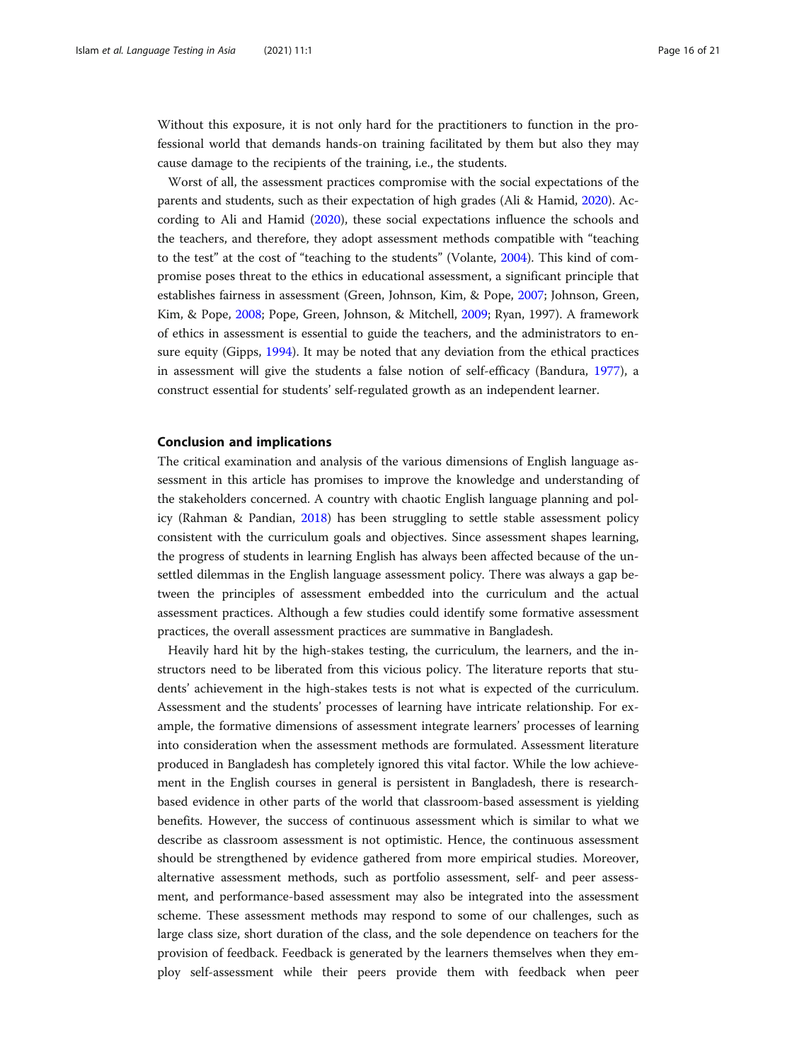Without this exposure, it is not only hard for the practitioners to function in the professional world that demands hands-on training facilitated by them but also they may cause damage to the recipients of the training, i.e., the students.

Worst of all, the assessment practices compromise with the social expectations of the parents and students, such as their expectation of high grades (Ali & Hamid, 2020). According to Ali and Hamid (2020), these social expectations influence the schools and the teachers, and therefore, they adopt assessment methods compatible with "teaching to the test" at the cost of "teaching to the students" (Volante, 2004). This kind of compromise poses threat to the ethics in educational assessment, a significant principle that establishes fairness in assessment (Green, Johnson, Kim, & Pope, 2007; Johnson, Green, Kim, & Pope, 2008; Pope, Green, Johnson, & Mitchell, 2009; Ryan, 1997). A framework of ethics in assessment is essential to guide the teachers, and the administrators to ensure equity (Gipps, 1994). It may be noted that any deviation from the ethical practices in assessment will give the students a false notion of self-efficacy (Bandura, 1977), a construct essential for students' self-regulated growth as an independent learner.

## Conclusion and implications

The critical examination and analysis of the various dimensions of English language assessment in this article has promises to improve the knowledge and understanding of the stakeholders concerned. A country with chaotic English language planning and policy (Rahman & Pandian, 2018) has been struggling to settle stable assessment policy consistent with the curriculum goals and objectives. Since assessment shapes learning, the progress of students in learning English has always been affected because of the unsettled dilemmas in the English language assessment policy. There was always a gap between the principles of assessment embedded into the curriculum and the actual assessment practices. Although a few studies could identify some formative assessment practices, the overall assessment practices are summative in Bangladesh.

Heavily hard hit by the high-stakes testing, the curriculum, the learners, and the instructors need to be liberated from this vicious policy. The literature reports that students' achievement in the high-stakes tests is not what is expected of the curriculum. Assessment and the students' processes of learning have intricate relationship. For example, the formative dimensions of assessment integrate learners' processes of learning into consideration when the assessment methods are formulated. Assessment literature produced in Bangladesh has completely ignored this vital factor. While the low achievement in the English courses in general is persistent in Bangladesh, there is research-based evidence in other parts of the world that classroom-based assessment is yielding benefits. However, the success of continuous assessment which is similar to what we describe as classroom assessment is not optimistic. Hence, the continuous assessment should be strengthened by evidence gathered from more empirical studies. Moreover, alternative assessment methods, such as portfolio assessment, self- and peer assessment, and performance-based assessment may also be integrated into the assessment scheme. These assessment methods may respond to some of our challenges, such as large class size, short duration of the class, and the sole dependence on teachers for the provision of feedback. Feedback is generated by the learners themselves when they employ self-assessment while their peers provide them with feedback when peer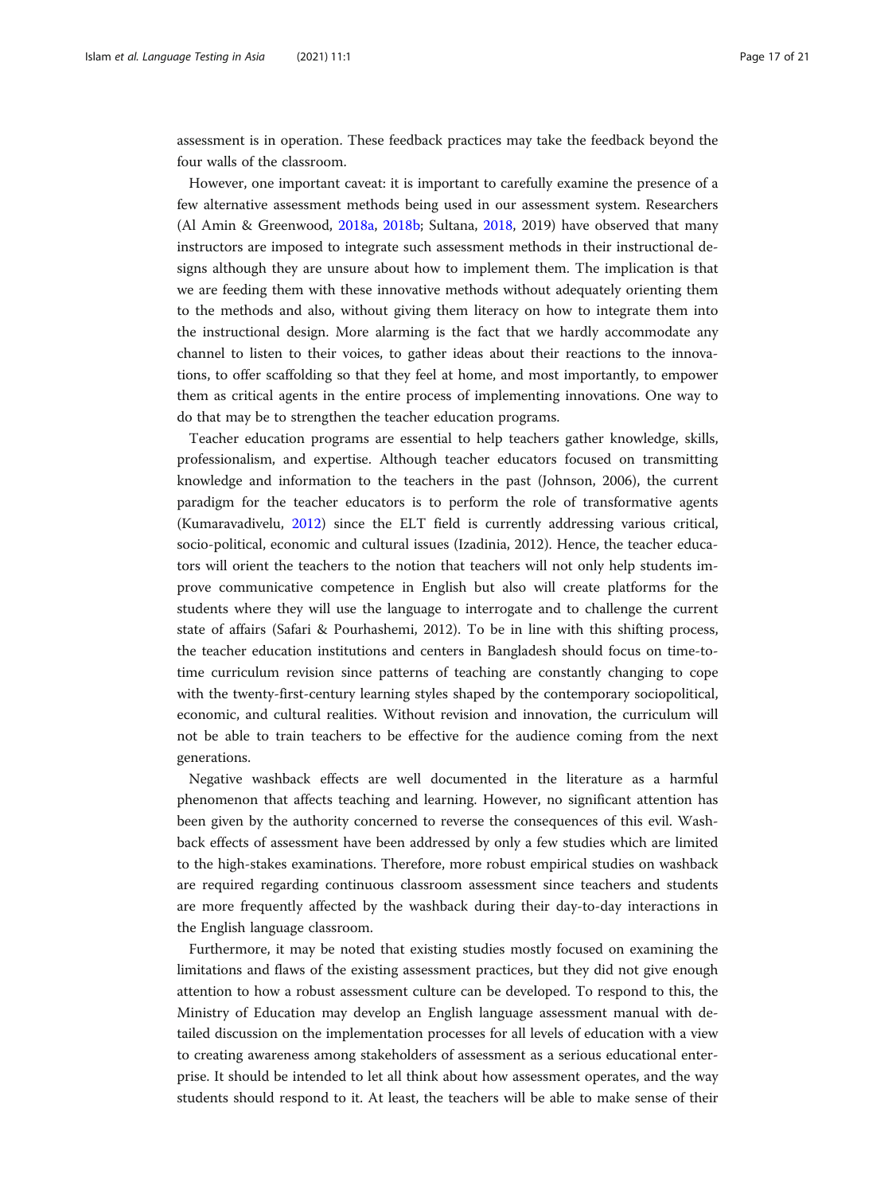assessment is in operation. These feedback practices may take the feedback beyond the four walls of the classroom.

However, one important caveat: it is important to carefully examine the presence of a few alternative assessment methods being used in our assessment system. Researchers (Al Amin & Greenwood, 2018a, 2018b; Sultana, 2018, 2019) have observed that many instructors are imposed to integrate such assessment methods in their instructional designs although they are unsure about how to implement them. The implication is that we are feeding them with these innovative methods without adequately orienting them to the methods and also, without giving them literacy on how to integrate them into the instructional design. More alarming is the fact that we hardly accommodate any channel to listen to their voices, to gather ideas about their reactions to the innovations, to offer scaffolding so that they feel at home, and most importantly, to empower them as critical agents in the entire process of implementing innovations. One way to do that may be to strengthen the teacher education programs.

Teacher education programs are essential to help teachers gather knowledge, skills, professionalism, and expertise. Although teacher educators focused on transmitting knowledge and information to the teachers in the past (Johnson, 2006), the current paradigm for the teacher educators is to perform the role of transformative agents (Kumaravadivelu, 2012) since the ELT field is currently addressing various critical, socio-political, economic and cultural issues (Izadinia, 2012). Hence, the teacher educators will orient the teachers to the notion that teachers will not only help students improve communicative competence in English but also will create platforms for the students where they will use the language to interrogate and to challenge the current state of affairs (Safari & Pourhashemi, 2012). To be in line with this shifting process, the teacher education institutions and centers in Bangladesh should focus on time-to-time curriculum revision since patterns of teaching are constantly changing to cope with the twenty-first-century learning styles shaped by the contemporary sociopolitical, economic, and cultural realities. Without revision and innovation, the curriculum will not be able to train teachers to be effective for the audience coming from the next generations.

Negative washback effects are well documented in the literature as a harmful phenomenon that affects teaching and learning. However, no significant attention has been given by the authority concerned to reverse the consequences of this evil. Washback effects of assessment have been addressed by only a few studies which are limited to the high-stakes examinations. Therefore, more robust empirical studies on washback are required regarding continuous classroom assessment since teachers and students are more frequently affected by the washback during their day-to-day interactions in the English language classroom.

Furthermore, it may be noted that existing studies mostly focused on examining the limitations and flaws of the existing assessment practices, but they did not give enough attention to how a robust assessment culture can be developed. To respond to this, the Ministry of Education may develop an English language assessment manual with detailed discussion on the implementation processes for all levels of education with a view to creating awareness among stakeholders of assessment as a serious educational enterprise. It should be intended to let all think about how assessment operates, and the way students should respond to it. At least, the teachers will be able to make sense of their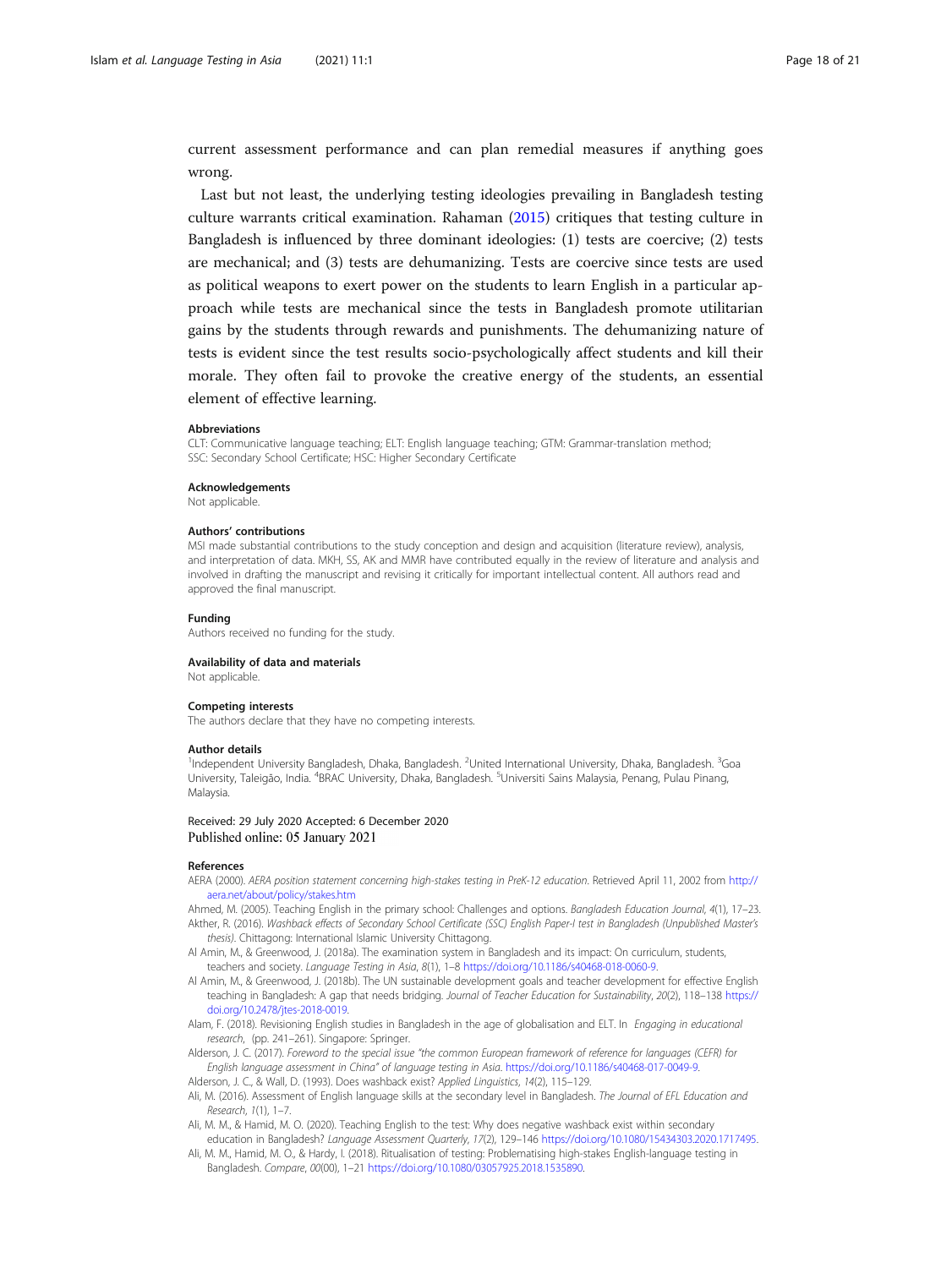current assessment performance and can plan remedial measures if anything goes wrong.

Last but not least, the underlying testing ideologies prevailing in Bangladesh testing culture warrants critical examination. Rahaman (2015) critiques that testing culture in Bangladesh is influenced by three dominant ideologies: (1) tests are coercive; (2) tests are mechanical; and (3) tests are dehumanizing. Tests are coercive since tests are used as political weapons to exert power on the students to learn English in a particular approach while tests are mechanical since the tests in Bangladesh promote utilitarian gains by the students through rewards and punishments. The dehumanizing nature of tests is evident since the test results socio-psychologically affect students and kill their morale. They often fail to provoke the creative energy of the students, an essential element of effective learning.

#### Abbreviations

CLT: Communicative language teaching; ELT: English language teaching; GTM: Grammar-translation method; SSC: Secondary School Certificate; HSC: Higher Secondary Certificate

#### Acknowledgements

Not applicable.

#### Authors' contributions

MSI made substantial contributions to the study conception and design and acquisition (literature review), analysis, and interpretation of data. MKH, SS, AK and MMR have contributed equally in the review of literature and analysis and involved in drafting the manuscript and revising it critically for important intellectual content. All authors read and approved the final manuscript.

#### Funding

Authors received no funding for the study.

#### Availability of data and materials

Not applicable.

#### Competing interests

The authors declare that they have no competing interests.

#### Author details

[1]Independent University Bangladesh, Dhaka, Bangladesh. [2]United International University, Dhaka, Bangladesh. [3]Goa University, Taleigão, India. [4]BRAC University, Dhaka, Bangladesh. [5]Universiti Sains Malaysia, Penang, Pulau Pinang, Malaysia.

Received: 29 July 2020 Accepted: 6 December 2020
Published online: 05 January 2021

#### References

AERA (2000). *AERA position statement concerning high-stakes testing in PreK-12 education*. Retrieved April 11, 2002 from http://aera.net/about/policy/stakes.htm

Ahmed, M. (2005). Teaching English in the primary school: Challenges and options. *Bangladesh Education Journal*, *4*(1), 17–23.

Akther, R. (2016). *Washback effects of Secondary School Certificate (SSC) English Paper-I test in Bangladesh (Unpublished Master's thesis)*. Chittagong: International Islamic University Chittagong.

Al Amin, M., & Greenwood, J. (2018a). The examination system in Bangladesh and its impact: On curriculum, students, teachers and society. *Language Testing in Asia*, *8*(1), 1–8 https://doi.org/10.1186/s40468-018-0060-9.

Al Amin, M., & Greenwood, J. (2018b). The UN sustainable development goals and teacher development for effective English teaching in Bangladesh: A gap that needs bridging. *Journal of Teacher Education for Sustainability*, *20*(2), 118–138 https://doi.org/10.2478/jtes-2018-0019.

Alam, F. (2018). Revisioning English studies in Bangladesh in the age of globalisation and ELT. In *Engaging in educational research*, (pp. 241–261). Singapore: Springer.

Alderson, J. C. (2017). *Foreword to the special issue "the common European framework of reference for languages (CEFR) for English language assessment in China" of language testing in Asia*. https://doi.org/10.1186/s40468-017-0049-9.

Alderson, J. C., & Wall, D. (1993). Does washback exist? *Applied Linguistics*, *14*(2), 115–129.

Ali, M. (2016). Assessment of English language skills at the secondary level in Bangladesh. *The Journal of EFL Education and Research*, *1*(1), 1–7.

Ali, M. M., & Hamid, M. O. (2020). Teaching English to the test: Why does negative washback exist within secondary education in Bangladesh? *Language Assessment Quarterly*, *17*(2), 129–146 https://doi.org/10.1080/15434303.2020.1717495.

Ali, M. M., Hamid, M. O., & Hardy, I. (2018). Ritualisation of testing: Problematising high-stakes English-language testing in Bangladesh. *Compare*, *00*(00), 1–21 https://doi.org/10.1080/03057925.2018.1535890.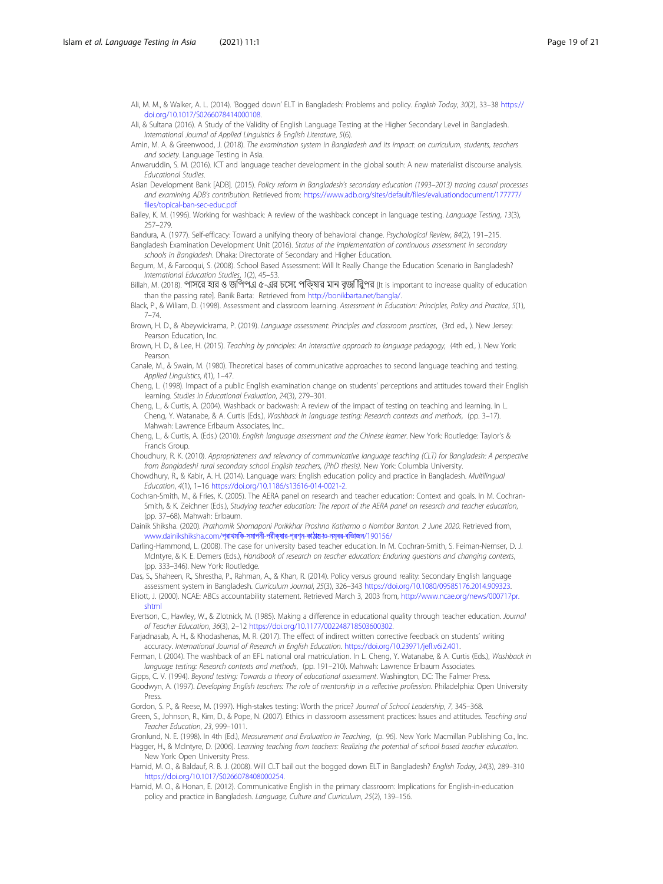Ali, M. M., & Walker, A. L. (2014). 'Bogged down' ELT in Bangladesh: Problems and policy. *English Today*, *30*(2), 33–38 https://doi.org/10.1017/S0266078414000108.

Ali, & Sultana (2016). A Study of the Validity of English Language Testing at the Higher Secondary Level in Bangladesh. *International Journal of Applied Linguistics & English Literature*, *5*(6).

Amin, M. A. & Greenwood, J. (2018). *The examination system in Bangladesh and its impact: on curriculum, students, teachers and society*. Language Testing in Asia.

Anwaruddin, S. M. (2016). ICT and language teacher development in the global south: A new materialist discourse analysis. *Educational Studies*.

Asian Development Bank [ADB]. (2015). *Policy reform in Bangladesh's secondary education (1993–2013) tracing causal processes and examining ADB's contribution*. Retrieved from: https://www.adb.org/sites/default/files/evaluationdocument/177777/files/topical-ban-sec-educ.pdf

Bailey, K. M. (1996). Working for washback: A review of the washback concept in language testing. *Language Testing*, *13*(3), 257–279.

Bandura, A. (1977). Self-efficacy: Toward a unifying theory of behavioral change. *Psychological Review*, *84*(2), 191–215.

Bangladesh Examination Development Unit (2016). *Status of the implementation of continuous assessment in secondary schools in Bangladesh*. Dhaka: Directorate of Secondary and Higher Education.

Begum, M., & Farooqui, S. (2008). School Based Assessment: Will It Really Change the Education Scenario in Bangladesh? *International Education Studies*, *1*(2), 45–53.

Billah, M. (2018). পাসের হার ও জিপিএ ৫-এর চেয়ে শিক্ষার মান বৃদ্ধি জরুরি [It is important to increase quality of education than the passing rate]. Banik Barta: Retrieved from http://bonikbarta.net/bangla/.

Black, P., & Wiliam, D. (1998). Assessment and classroom learning. *Assessment in Education: Principles, Policy and Practice*, *5*(1), 7–74.

Brown, H. D., & Abeywickrama, P. (2019). *Language assessment: Principles and classroom practices*, (3rd ed., ). New Jersey: Pearson Education, Inc.

Brown, H. D., & Lee, H. (2015). *Teaching by principles: An interactive approach to language pedagogy*, (4th ed., ). New York: Pearson.

Canale, M., & Swain, M. (1980). Theoretical bases of communicative approaches to second language teaching and testing. *Applied Linguistics*, *I*(1), 1–47.

Cheng, L. (1998). Impact of a public English examination change on students' perceptions and attitudes toward their English learning. *Studies in Educational Evaluation*, *24*(3), 279–301.

Cheng, L., & Curtis, A. (2004). Washback or backwash: A review of the impact of testing on teaching and learning. In L. Cheng, Y. Watanabe, & A. Curtis (Eds.), *Washback in language testing: Research contexts and methods*, (pp. 3–17). Mahwah: Lawrence Erlbaum Associates, Inc..

Cheng, L., & Curtis, A. (Eds.) (2010). *English language assessment and the Chinese learner*. New York: Routledge: Taylor's & Francis Group.

Choudhury, R. K. (2010). *Appropriateness and relevancy of communicative language teaching (CLT) for Bangladesh: A perspective from Bangladeshi rural secondary school English teachers, (PhD thesis)*. New York: Columbia University.

Chowdhury, R., & Kabir, A. H. (2014). Language wars: English education policy and practice in Bangladesh. *Multilingual Education*, *4*(1), 1–16 https://doi.org/10.1186/s13616-014-0021-2.

Cochran-Smith, M., & Fries, K. (2005). The AERA panel on research and teacher education: Context and goals. In M. Cochran-Smith, & K. Zeichner (Eds.), *Studying teacher education: The report of the AERA panel on research and teacher education*, (pp. 37–68). Mahwah: Erlbaum.

Dainik Shiksha. (2020). *Prathomik Shomaponi Porikkhar Proshno Kathamo o Nombor Banton. 2 June 2020*. Retrieved from, www.dainikshiksha.com/প্রাথমিক-সমাপনী-পরীক্ষার-প্রশ্ন-কাঠামো-ও-নম্বর-বিভাজন/190156/

Darling-Hammond, L. (2008). The case for university based teacher education. In M. Cochran-Smith, S. Feiman-Nemser, D. J. McIntyre, & K. E. Demers (Eds.), *Handbook of research on teacher education: Enduring questions and changing contexts*, (pp. 333–346). New York: Routledge.

Das, S., Shaheen, R., Shrestha, P., Rahman, A., & Khan, R. (2014). Policy versus ground reality: Secondary English language assessment system in Bangladesh. *Curriculum Journal*, *25*(3), 326–343 https://doi.org/10.1080/09585176.2014.909323.

Elliott, J. (2000). NCAE: ABCs accountability statement. Retrieved March 3, 2003 from, http://www.ncae.org/news/000717pr.shtml

Evertson, C., Hawley, W., & Zlotnick, M. (1985). Making a difference in educational quality through teacher education. *Journal of Teacher Education*, *36*(3), 2–12 https://doi.org/10.1177/002248718503600302.

Farjadnasab, A. H., & Khodashenas, M. R. (2017). The effect of indirect written corrective feedback on students' writing accuracy. *International Journal of Research in English Education*. https://doi.org/10.23971/jefl.v6i2.401.

Ferman, I. (2004). The washback of an EFL national oral matriculation. In L. Cheng, Y. Watanabe, & A. Curtis (Eds.), *Washback in language testing: Research contexts and methods*, (pp. 191–210). Mahwah: Lawrence Erlbaum Associates.

Gipps, C. V. (1994). *Beyond testing: Towards a theory of educational assessment*. Washington, DC: The Falmer Press.

Goodwyn, A. (1997). *Developing English teachers: The role of mentorship in a reflective profession*. Philadelphia: Open University Press.

Gordon, S. P., & Reese, M. (1997). High-stakes testing: Worth the price? *Journal of School Leadership*, *7*, 345–368.

Green, S., Johnson, R., Kim, D., & Pope, N. (2007). Ethics in classroom assessment practices: Issues and attitudes. *Teaching and Teacher Education*, *23*, 999–1011.

Gronlund, N. E. (1998). In 4th (Ed.), *Measurement and Evaluation in Teaching*, (p. 96). New York: Macmillan Publishing Co., Inc.

Hagger, H., & McIntyre, D. (2006). *Learning teaching from teachers: Realizing the potential of school based teacher education*. New York: Open University Press.

Hamid, M. O., & Baldauf, R. B. J. (2008). Will CLT bail out the bogged down ELT in Bangladesh? *English Today*, *24*(3), 289–310 https://doi.org/10.1017/S0266078408000254.

Hamid, M. O., & Honan, E. (2012). Communicative English in the primary classroom: Implications for English-in-education policy and practice in Bangladesh. *Language, Culture and Curriculum*, *25*(2), 139–156.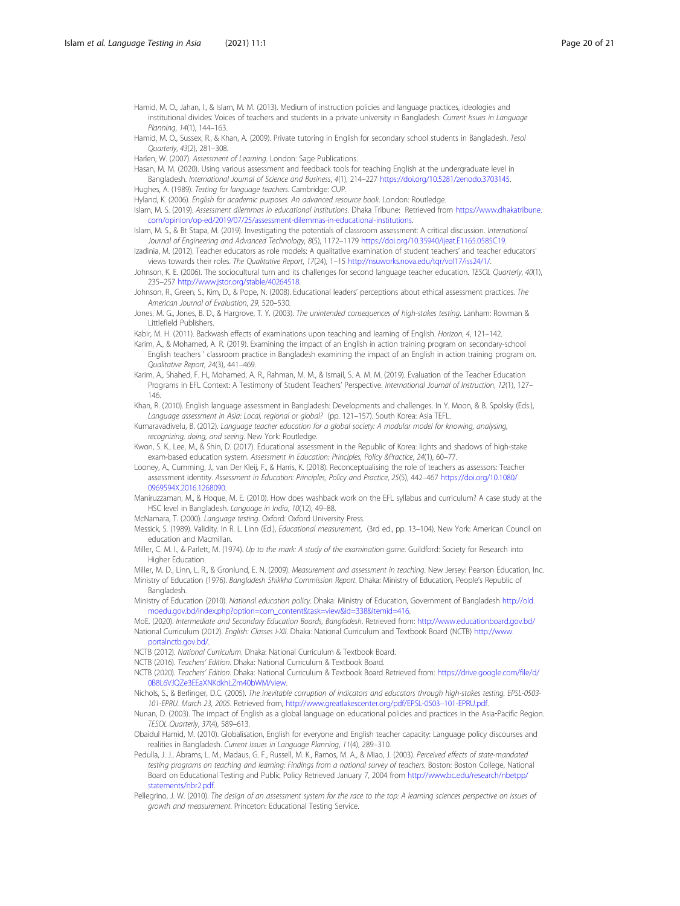Hamid, M. O., Jahan, I., & Islam, M. M. (2013). Medium of instruction policies and language practices, ideologies and institutional divides: Voices of teachers and students in a private university in Bangladesh. *Current Issues in Language Planning*, *14*(1), 144–163.

Hamid, M. O., Sussex, R., & Khan, A. (2009). Private tutoring in English for secondary school students in Bangladesh. *Tesol Quarterly*, *43*(2), 281–308.

Harlen, W. (2007). *Assessment of Learning*. London: Sage Publications.

Hasan, M. M. (2020). Using various assessment and feedback tools for teaching English at the undergraduate level in Bangladesh. *International Journal of Science and Business*, *4*(1), 214–227 https://doi.org/10.5281/zenodo.3703145.

Hughes, A. (1989). *Testing for language teachers*. Cambridge: CUP.

Hyland, K. (2006). *English for academic purposes. An advanced resource book*. London: Routledge.

Islam, M. S. (2019). *Assessment dilemmas in educational institutions*. Dhaka Tribune: Retrieved from https://www.dhakatribune.com/opinion/op-ed/2019/07/25/assessment-dilemmas-in-educational-institutions.

Islam, M. S., & Bt Stapa, M. (2019). Investigating the potentials of classroom assessment: A critical discussion. *International Journal of Engineering and Advanced Technology*, *8*(5), 1172–1179 https://doi.org/10.35940/ijeat.E1165.0585C19.

Izadinia, M. (2012). Teacher educators as role models: A qualitative examination of student teachers' and teacher educators' views towards their roles. *The Qualitative Report*, *17*(24), 1–15 http://nsuworks.nova.edu/tqr/vol17/iss24/1/.

Johnson, K. E. (2006). The sociocultural turn and its challenges for second language teacher education. *TESOL Quarterly*, *40*(1), 235–257 http://www.jstor.org/stable/40264518.

Johnson, R., Green, S., Kim, D., & Pope, N. (2008). Educational leaders' perceptions about ethical assessment practices. *The American Journal of Evaluation*, *29*, 520–530.

Jones, M. G., Jones, B. D., & Hargrove, T. Y. (2003). *The unintended consequences of high-stakes testing*. Lanham: Rowman & Littlefield Publishers.

Kabir, M. H. (2011). Backwash effects of examinations upon teaching and learning of English. *Horizon*, *4*, 121–142.

Karim, A., & Mohamed, A. R. (2019). Examining the impact of an English in action training program on secondary-school English teachers ' classroom practice in Bangladesh examining the impact of an English in action training program on. *Qualitative Report*, *24*(3), 441–469.

Karim, A., Shahed, F. H., Mohamed, A. R., Rahman, M. M., & Ismail, S. A. M. M. (2019). Evaluation of the Teacher Education Programs in EFL Context: A Testimony of Student Teachers' Perspective. *International Journal of Instruction*, *12*(1), 127–146.

Khan, R. (2010). English language assessment in Bangladesh: Developments and challenges. In Y. Moon, & B. Spolsky (Eds.), *Language assessment in Asia: Local, regional or global?* (pp. 121–157). South Korea: Asia TEFL.

Kumaravadivelu, B. (2012). *Language teacher education for a global society: A modular model for knowing, analysing, recognizing, doing, and seeing*. New York: Routledge.

Kwon, S. K., Lee, M., & Shin, D. (2017). Educational assessment in the Republic of Korea: lights and shadows of high-stake exam-based education system. *Assessment in Education: Principles, Policy &Practice*, *24*(1), 60–77.

Looney, A., Cumming, J., van Der Kleij, F., & Harris, K. (2018). Reconceptualising the role of teachers as assessors: Teacher assessment identity. *Assessment in Education: Principles, Policy and Practice*, *25*(5), 442–467 https://doi.org/10.1080/0969594X.2016.1268090.

Maniruzzaman, M., & Hoque, M. E. (2010). How does washback work on the EFL syllabus and curriculum? A case study at the HSC level in Bangladesh. *Language in India*, *10*(12), 49–88.

McNamara, T. (2000). *Language testing*. Oxford: Oxford University Press.

Messick, S. (1989). Validity. In R. L. Linn (Ed.), *Educational measurement*, (3rd ed., pp. 13–104). New York: American Council on education and Macmillan.

Miller, C. M. I., & Parlett, M. (1974). *Up to the mark: A study of the examination game*. Guildford: Society for Research into Higher Education.

Miller, M. D., Linn, L. R., & Gronlund, E. N. (2009). *Measurement and assessment in teaching*. New Jersey: Pearson Education, Inc.

Ministry of Education (1976). *Bangladesh Shikkha Commission Report*. Dhaka: Ministry of Education, People's Republic of Bangladesh.

Ministry of Education (2010). *National education policy*. Dhaka: Ministry of Education, Government of Bangladesh http://old.moedu.gov.bd/index.php?option=com_content&task=view&id=338&Itemid=416.

MoE. (2020). *Intermediate and Secondary Education Boards, Bangladesh*. Retrieved from: http://www.educationboard.gov.bd/

National Curriculum (2012). *English: Classes I-XII*. Dhaka: National Curriculum and Textbook Board (NCTB) http://www.portalnctb.gov.bd/.

NCTB (2012). *National Curriculum*. Dhaka: National Curriculum & Textbook Board.

NCTB (2016). *Teachers' Edition*. Dhaka: National Curriculum & Textbook Board.

NCTB (2020). *Teachers' Edition*. Dhaka: National Curriculum & Textbook Board Retrieved from: https://drive.google.com/file/d/0B8L6VJQZe3EEaXNKdkhLZm40bWM/view.

Nichols, S., & Berlinger, D.C. (2005). *The inevitable corruption of indicators and educators through high-stakes testing. EPSL-0503-101-EPRU. March 23, 2005*. Retrieved from, http://www.greatlakescenter.org/pdf/EPSL-0503–101-EPRU.pdf.

Nunan, D. (2003). The impact of English as a global language on educational policies and practices in the Asia-Pacific Region. *TESOL Quarterly*, *37*(4), 589–613.

Obaidul Hamid, M. (2010). Globalisation, English for everyone and English teacher capacity: Language policy discourses and realities in Bangladesh. *Current Issues in Language Planning*, *11*(4), 289–310.

Pedulla, J. J., Abrams, L. M., Madaus, G. F., Russell, M. K., Ramos, M. A., & Miao, J. (2003). *Perceived effects of state-mandated testing programs on teaching and learning: Findings from a national survey of teachers*. Boston: Boston College, National Board on Educational Testing and Public Policy Retrieved January 7, 2004 from http://www.bc.edu/research/nbetpp/statements/nbr2.pdf.

Pellegrino, J. W. (2010). *The design of an assessment system for the race to the top: A learning sciences perspective on issues of growth and measurement*. Princeton: Educational Testing Service.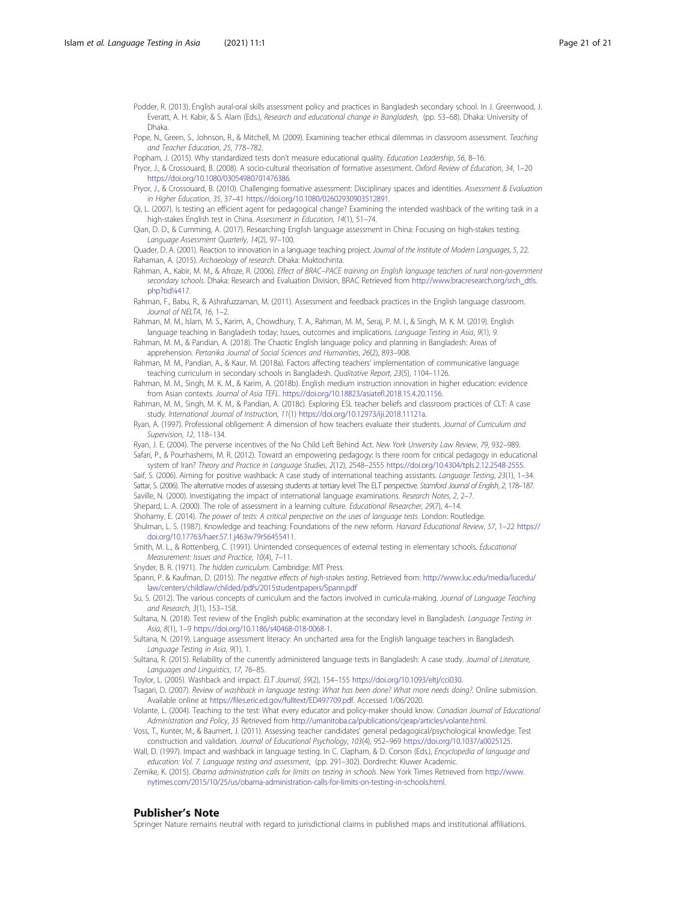Podder, R. (2013). English aural-oral skills assessment policy and practices in Bangladesh secondary school. In J. Greenwood, J. Everatt, A. H. Kabir, & S. Alam (Eds.), *Research and educational change in Bangladesh*, (pp. 53–68). Dhaka: University of Dhaka.

Pope, N., Green, S., Johnson, R., & Mitchell, M. (2009). Examining teacher ethical dilemmas in classroom assessment. *Teaching and Teacher Education*, *25*, 778–782.

Popham, J. (2015). Why standardized tests don't measure educational quality. *Education Leadership*, *56*, 8–16.

Pryor, J., & Crossouard, B. (2008). A socio-cultural theorisation of formative assessment. *Oxford Review of Education*, *34*, 1–20 https://doi.org/10.1080/03054980701476386.

Pryor, J., & Crossouard, B. (2010). Challenging formative assessment: Disciplinary spaces and identities. *Assessment & Evaluation in Higher Education*, *35*, 37–41 https://doi.org/10.1080/02602930903512891.

Qi, L. (2007). Is testing an efficient agent for pedagogical change? Examining the intended washback of the writing task in a high-stakes English test in China. *Assessment in Education*, *14*(1), 51–74.

Qian, D. D., & Cumming, A. (2017). Researching English language assessment in China: Focusing on high-stakes testing. *Language Assessment Quarterly*, *14*(2), 97–100.

Quader, D. A. (2001). Reaction to innovation in a language teaching project. *Journal of the Institute of Modern Languages*, *5*, 22.

Rahaman, A. (2015). *Archaeology of research*. Dhaka: Muktochinta.

Rahman, A., Kabir, M. M., & Afroze, R. (2006). *Effect of BRAC–PACE training on English language teachers of rural non-government secondary schools*. Dhaka: Research and Evaluation Division, BRAC Retrieved from http://www.bracresearch.org/srch_dtls.php?tid!4417.

Rahman, F., Babu, R., & Ashrafuzzaman, M. (2011). Assessment and feedback practices in the English language classroom. *Journal of NELTA*, *16*, 1–2.

Rahman, M. M., Islam, M. S., Karim, A., Chowdhury, T. A., Rahman, M. M., Seraj, P. M. I., & Singh, M. K. M. (2019). English language teaching in Bangladesh today: Issues, outcomes and implications. *Language Testing in Asia*, *9*(1), 9.

Rahman, M. M., & Pandian, A. (2018). The Chaotic English language policy and planning in Bangladesh: Areas of apprehension. *Pertanika Journal of Social Sciences and Humanities*, *26*(2), 893–908.

Rahman, M. M., Pandian, A., & Kaur, M. (2018a). Factors affecting teachers' implementation of communicative language teaching curriculum in secondary schools in Bangladesh. *Qualitative Report*, *23*(5), 1104–1126.

Rahman, M. M., Singh, M. K. M., & Karim, A. (2018b). English medium instruction innovation in higher education: evidence from Asian contexts. *Journal of Asia TEFL*. https://doi.org/10.18823/asiatefl.2018.15.4.20.1156.

Rahman, M. M., Singh, M. K. M., & Pandian, A. (2018c). Exploring ESL teacher beliefs and classroom practices of CLT: A case study. *International Journal of Instruction*, *11*(1) https://doi.org/10.12973/iji.2018.11121a.

Ryan, A. (1997). Professional obligement: A dimension of how teachers evaluate their students. *Journal of Curriculum and Supervision*, *12*, 118–134.

Ryan, J. E. (2004). The perverse incentives of the No Child Left Behind Act. *New York University Law Review*, *79*, 932–989.

Safari, P., & Pourhashemi, M. R. (2012). Toward an empowering pedagogy: Is there room for critical pedagogy in educational system of Iran? *Theory and Practice in Language Studies*, *2*(12), 2548–2555 https://doi.org/10.4304/tpls.2.12.2548-2555.

Saif, S. (2006). Aiming for positive washback: A case study of international teaching assistants. *Language Testing*, *23*(1), 1–34.

Sattar, S. (2006). The alternative modes of assessing students at tertiary level: The ELT perspective. *Stamford Journal of English*, *2*, 178–187.

Saville, N. (2000). Investigating the impact of international language examinations. *Research Notes*, *2*, 2–7.

Shepard, L. A. (2000). The role of assessment in a learning culture. *Educational Researcher*, *29*(7), 4–14.

Shohamy, E. (2014). *The power of tests: A critical perspective on the uses of language tests*. London: Routledge.

Shulman, L. S. (1987). Knowledge and teaching: Foundations of the new reform. *Harvard Educational Review*, *57*, 1–22 https://doi.org/10.17763/haer.57.1.j463w79r56455411.

Smith, M. L., & Rottenberg, C. (1991). Unintended consequences of external testing in elementary schools. *Educational Measurement: Issues and Practice*, *10*(4), 7–11.

Snyder, B. R. (1971). *The hidden curriculum*. Cambridge: MIT Press.

Spann, P. & Kaufman, D. (2015). *The negative effects of high-stakes testing*. Retrieved from: http://www.luc.edu/media/lucedu/law/centers/childlaw/childed/pdfs/2015studentpapers/Spann.pdf

Su, S. (2012). The various concepts of curriculum and the factors involved in curricula-making. *Journal of Language Teaching and Research*, *3*(1), 153–158.

Sultana, N. (2018). Test review of the English public examination at the secondary level in Bangladesh. *Language Testing in Asia*, *8*(1), 1–9 https://doi.org/10.1186/s40468-018-0068-1.

Sultana, N. (2019). Language assessment literacy: An uncharted area for the English language teachers in Bangladesh. *Language Testing in Asia*, *9*(1), 1.

Sultana, R. (2015). Reliability of the currently administered language tests in Bangladesh: A case study. *Journal of Literature, Languages and Linguistics*, *17*, 76–85.

Toylor, L. (2005). Washback and impact. *ELT Journal*, *59*(2), 154–155 https://doi.org/10.1093/eltj/cci030.

Tsagari, D. (2007). *Review of washback in language testing: What has been done? What more needs doing?*. Online submission. Available online at https://files.eric.ed.gov/fulltext/ED497709.pdf. Accessed 1/06/2020.

Volante, L. (2004). Teaching to the test: What every educator and policy-maker should know. *Canadian Journal of Educational Administration and Policy*, *35* Retrieved from http://umanitoba.ca/publications/cjeap/articles/volante.html.

Voss, T., Kunter, M., & Baumert, J. (2011). Assessing teacher candidates' general pedagogical/psychological knowledge: Test construction and validation. *Journal of Educational Psychology*, *103*(4), 952–969 https://doi.org/10.1037/a0025125.

Wall, D. (1997). Impact and washback in language testing. In C. Clapham, & D. Corson (Eds.), *Encyclopedia of language and education: Vol. 7. Language testing and assessment*, (pp. 291–302). Dordrecht: Kluwer Academic.

Zernike, K. (2015). *Obama administration calls for limits on testing in schools*. New York Times Retrieved from http://www.nytimes.com/2015/10/25/us/obama-administration-calls-for-limits-on-testing-in-schools.html.

## Publisher's Note

Springer Nature remains neutral with regard to jurisdictional claims in published maps and institutional affiliations.